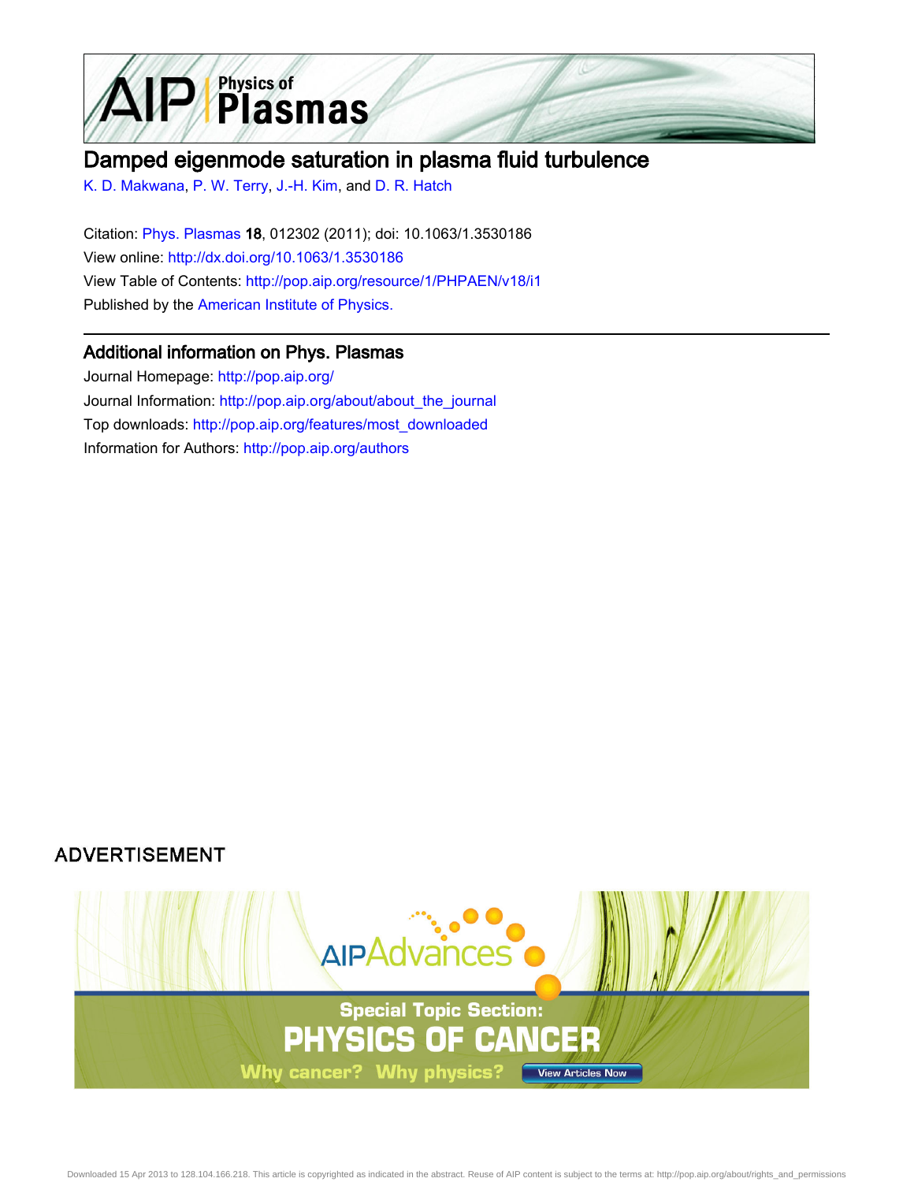# Damped eigenmode saturation in plasma fluid turbulence

K. D. Makwana, P. W. Terry, J.-H. Kim, and D. R. Hatch

Citation: Phys. Plasmas **18**, 012302 (2011); doi: 10.1063/1.3530186

View online: http://dx.doi.org/10.1063/1.3530186

View Table of Contents: http://pop.aip.org/resource/1/PHPAEN/v18/i1

Published by the American Institute of Physics.

## Additional information on Phys. Plasmas

Journal Homepage: http://pop.aip.org/

Journal Information: http://pop.aip.org/about/about_the_journal

Top downloads: http://pop.aip.org/features/most_downloaded

Information for Authors: http://pop.aip.org/authors

ADVERTISEMENT

Downloaded 15 Apr 2013 to 128.104.166.218. This article is copyrighted as indicated in the abstract. Reuse of AIP content is subject to the terms at: http://pop.aip.org/about/rights_and_permissions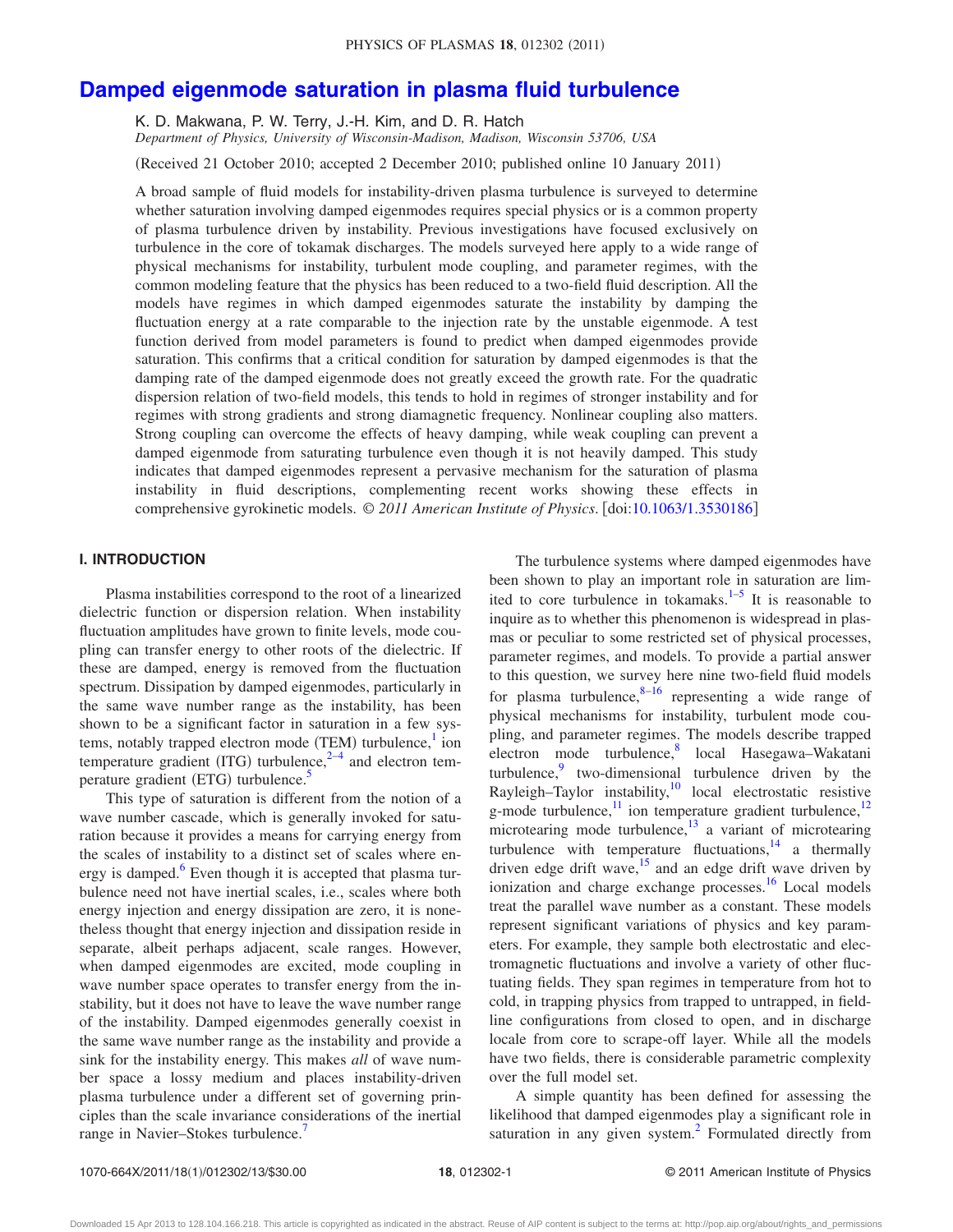# Damped eigenmode saturation in plasma fluid turbulence

K. D. Makwana, P. W. Terry, J.-H. Kim, and D. R. Hatch

*Department of Physics, University of Wisconsin-Madison, Madison, Wisconsin 53706, USA*

(Received 21 October 2010; accepted 2 December 2010; published online 10 January 2011)

A broad sample of fluid models for instability-driven plasma turbulence is surveyed to determine whether saturation involving damped eigenmodes requires special physics or is a common property of plasma turbulence driven by instability. Previous investigations have focused exclusively on turbulence in the core of tokamak discharges. The models surveyed here apply to a wide range of physical mechanisms for instability, turbulent mode coupling, and parameter regimes, with the common modeling feature that the physics has been reduced to a two-field fluid description. All the models have regimes in which damped eigenmodes saturate the instability by damping the fluctuation energy at a rate comparable to the injection rate by the unstable eigenmode. A test function derived from model parameters is found to predict when damped eigenmodes provide saturation. This confirms that a critical condition for saturation by damped eigenmodes is that the damping rate of the damped eigenmode does not greatly exceed the growth rate. For the quadratic dispersion relation of two-field models, this tends to hold in regimes of stronger instability and for regimes with strong gradients and strong diamagnetic frequency. Nonlinear coupling also matters. Strong coupling can overcome the effects of heavy damping, while weak coupling can prevent a damped eigenmode from saturating turbulence even though it is not heavily damped. This study indicates that damped eigenmodes represent a pervasive mechanism for the saturation of plasma instability in fluid descriptions, complementing recent works showing these effects in comprehensive gyrokinetic models. © *2011 American Institute of Physics*. [doi:10.1063/1.3530186]

## I. INTRODUCTION

Plasma instabilities correspond to the root of a linearized dielectric function or dispersion relation. When instability fluctuation amplitudes have grown to finite levels, mode coupling can transfer energy to other roots of the dielectric. If these are damped, energy is removed from the fluctuation spectrum. Dissipation by damped eigenmodes, particularly in the same wave number range as the instability, has been shown to be a significant factor in saturation in a few systems, notably trapped electron mode (TEM) turbulence,[1] ion temperature gradient (ITG) turbulence,[2–4] and electron temperature gradient (ETG) turbulence.[5]

This type of saturation is different from the notion of a wave number cascade, which is generally invoked for saturation because it provides a means for carrying energy from the scales of instability to a distinct set of scales where energy is damped.[6] Even though it is accepted that plasma turbulence need not have inertial scales, i.e., scales where both energy injection and energy dissipation are zero, it is nonetheless thought that energy injection and dissipation reside in separate, albeit perhaps adjacent, scale ranges. However, when damped eigenmodes are excited, mode coupling in wave number space operates to transfer energy from the instability, but it does not have to leave the wave number range of the instability. Damped eigenmodes generally coexist in the same wave number range as the instability and provide a sink for the instability energy. This makes *all* of wave number space a lossy medium and places instability-driven plasma turbulence under a different set of governing principles than the scale invariance considerations of the inertial range in Navier–Stokes turbulence.[7]

The turbulence systems where damped eigenmodes have been shown to play an important role in saturation are limited to core turbulence in tokamaks.[1–5] It is reasonable to inquire as to whether this phenomenon is widespread in plasmas or peculiar to some restricted set of physical processes, parameter regimes, and models. To provide a partial answer to this question, we survey here nine two-field fluid models for plasma turbulence,[8–16] representing a wide range of physical mechanisms for instability, turbulent mode coupling, and parameter regimes. The models describe trapped electron mode turbulence,[8] local Hasegawa–Wakatani turbulence,[9] two-dimensional turbulence driven by the Rayleigh–Taylor instability,[10] local electrostatic resistive g-mode turbulence,[11] ion temperature gradient turbulence,[12] microtearing mode turbulence,[13] a variant of microtearing turbulence with temperature fluctuations,[14] a thermally driven edge drift wave,[15] and an edge drift wave driven by ionization and charge exchange processes.[16] Local models treat the parallel wave number as a constant. These models represent significant variations of physics and key parameters. For example, they sample both electrostatic and electromagnetic fluctuations and involve a variety of other fluctuating fields. They span regimes in temperature from hot to cold, in trapping physics from trapped to untrapped, in field-line configurations from closed to open, and in discharge locale from core to scrape-off layer. While all the models have two fields, there is considerable parametric complexity over the full model set.

A simple quantity has been defined for assessing the likelihood that damped eigenmodes play a significant role in saturation in any given system.[2] Formulated directly from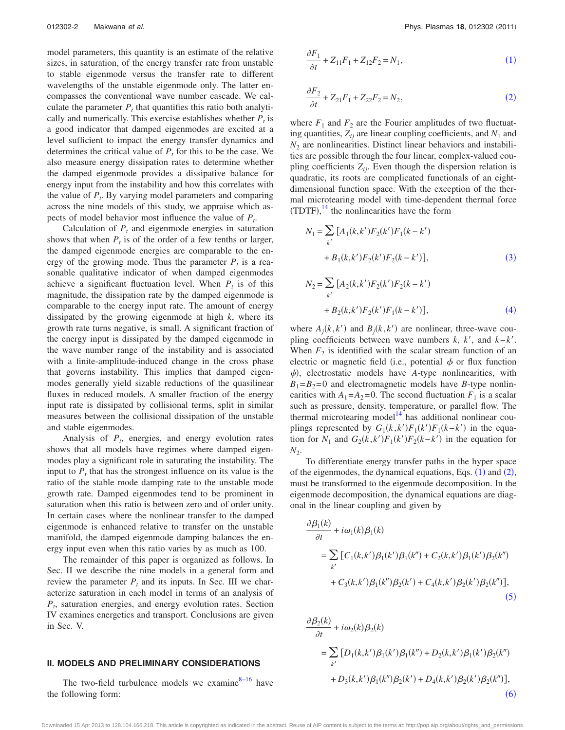model parameters, this quantity is an estimate of the relative sizes, in saturation, of the energy transfer rate from unstable to stable eigenmode versus the transfer rate to different wavelengths of the unstable eigenmode only. The latter encompasses the conventional wave number cascade. We calculate the parameter $P_t$ that quantifies this ratio both analytically and numerically. This exercise establishes whether $P_t$ is a good indicator that damped eigenmodes are excited at a level sufficient to impact the energy transfer dynamics and determines the critical value of $P_t$ for this to be the case. We also measure energy dissipation rates to determine whether the damped eigenmode provides a dissipative balance for energy input from the instability and how this correlates with the value of $P_t$. By varying model parameters and comparing across the nine models of this study, we appraise which aspects of model behavior most influence the value of $P_t$.

Calculation of $P_t$ and eigenmode energies in saturation shows that when $P_t$ is of the order of a few tenths or larger, the damped eigenmode energies are comparable to the energy of the growing mode. Thus the parameter $P_t$ is a reasonable qualitative indicator of when damped eigenmodes achieve a significant fluctuation level. When $P_t$ is of this magnitude, the dissipation rate by the damped eigenmode is comparable to the energy input rate. The amount of energy dissipated by the growing eigenmode at high $k$, where its growth rate turns negative, is small. A significant fraction of the energy input is dissipated by the damped eigenmode in the wave number range of the instability and is associated with a finite-amplitude-induced change in the cross phase that governs instability. This implies that damped eigenmodes generally yield sizable reductions of the quasilinear fluxes in reduced models. A smaller fraction of the energy input rate is dissipated by collisional terms, split in similar measures between the collisional dissipation of the unstable and stable eigenmodes.

Analysis of $P_t$, energies, and energy evolution rates shows that all models have regimes where damped eigenmodes play a significant role in saturating the instability. The input to $P_t$ that has the strongest influence on its value is the ratio of the stable mode damping rate to the unstable mode growth rate. Damped eigenmodes tend to be prominent in saturation when this ratio is between zero and of order unity. In certain cases where the nonlinear transfer to the damped eigenmode is enhanced relative to transfer on the unstable manifold, the damped eigenmode damping balances the energy input even when this ratio varies by as much as 100.

The remainder of this paper is organized as follows. In Sec. II we describe the nine models in a general form and review the parameter $P_t$ and its inputs. In Sec. III we characterize saturation in each model in terms of an analysis of $P_t$, saturation energies, and energy evolution rates. Section IV examines energetics and transport. Conclusions are given in Sec. V.

## II. MODELS AND PRELIMINARY CONSIDERATIONS

The two-field turbulence models we examine[8–16] have the following form:

$$\frac{\partial F_1}{\partial t} + Z_{11}F_1 + Z_{12}F_2 = N_1, \tag{1}$$

$$\frac{\partial F_2}{\partial t} + Z_{21}F_1 + Z_{22}F_2 = N_2, \tag{2}$$

where $F_1$ and $F_2$ are the Fourier amplitudes of two fluctuating quantities, $Z_{ij}$ are linear coupling coefficients, and $N_1$ and $N_2$ are nonlinearities. Distinct linear behaviors and instabilities are possible through the four linear, complex-valued coupling coefficients $Z_{ij}$. Even though the dispersion relation is quadratic, its roots are complicated functionals of an eight-dimensional function space. With the exception of the thermal microtearing model with time-dependent thermal force (TDTF),[14] the nonlinearities have the form

$$N_1 = \sum_{k'} [A_1(k,k')F_2(k')F_1(k-k') + B_1(k,k')F_2(k')F_2(k-k')], \tag{3}$$

$$N_2 = \sum_{k'} [A_2(k,k')F_2(k')F_2(k-k') + B_2(k,k')F_2(k')F_1(k-k')], \tag{4}$$

where $A_j(k,k')$ and $B_j(k,k')$ are nonlinear, three-wave coupling coefficients between wave numbers $k$, $k'$, and $k-k'$. When $F_2$ is identified with the scalar stream function of an electric or magnetic field (i.e., potential $\phi$ or flux function $\psi$), electrostatic models have $A$-type nonlinearities, with $B_1=B_2=0$ and electromagnetic models have $B$-type nonlinearities with $A_1=A_2=0$. The second fluctuation $F_1$ is a scalar such as pressure, density, temperature, or parallel flow. The thermal microtearing model[14] has additional nonlinear couplings represented by $G_1(k,k')F_1(k')F_1(k-k')$ in the equation for $N_1$ and $G_2(k,k')F_1(k')F_2(k-k')$ in the equation for $N_2$.

To differentiate energy transfer paths in the hyper space of the eigenmodes, the dynamical equations, Eqs. (1) and (2), must be transformed to the eigenmode decomposition. In the eigenmode decomposition, the dynamical equations are diagonal in the linear coupling and given by

$$\frac{\partial \beta_1(k)}{\partial t} + i\omega_1(k)\beta_1(k) = \sum_{k'} [C_1(k,k')\beta_1(k')\beta_1(k'') + C_2(k,k')\beta_1(k')\beta_2(k'') + C_3(k,k')\beta_1(k'')\beta_2(k') + C_4(k,k')\beta_2(k')\beta_2(k'')], \tag{5}$$

$$\frac{\partial \beta_2(k)}{\partial t} + i\omega_2(k)\beta_2(k) = \sum_{k'} [D_1(k,k')\beta_1(k')\beta_1(k'') + D_2(k,k')\beta_1(k')\beta_2(k'') + D_3(k,k')\beta_1(k'')\beta_2(k') + D_4(k,k')\beta_2(k')\beta_2(k'')], \tag{6}$$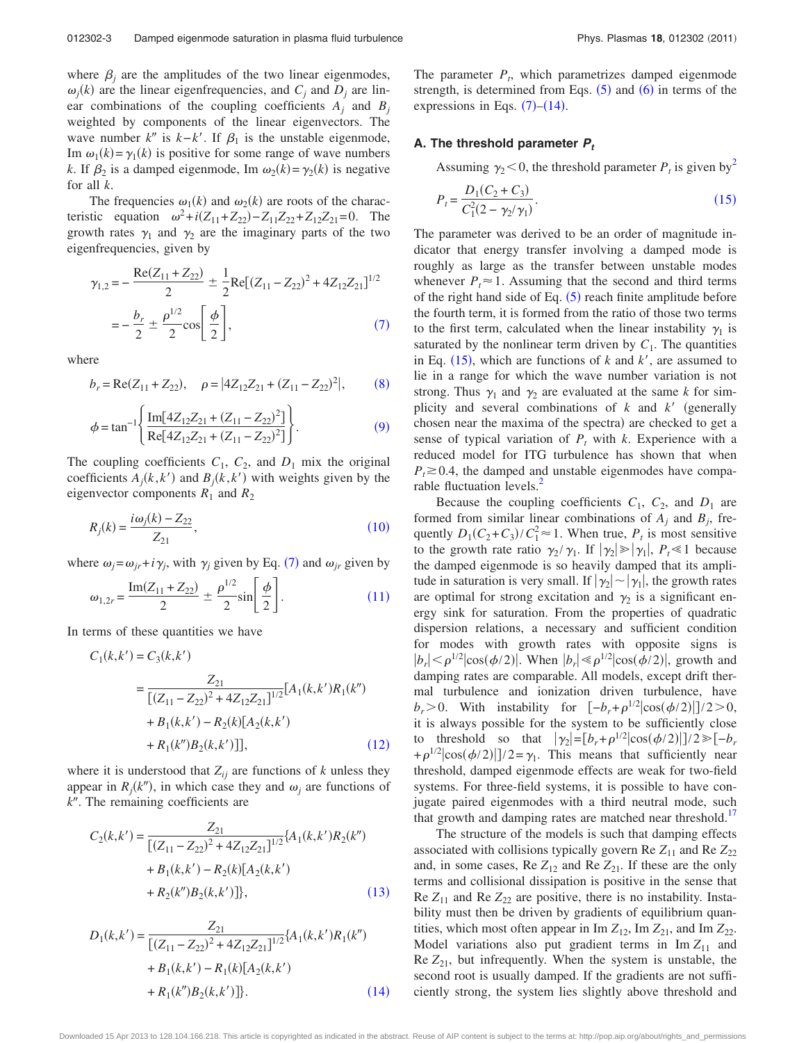where $\beta_j$ are the amplitudes of the two linear eigenmodes, $\omega_j(k)$ are the linear eigenfrequencies, and $C_j$ and $D_j$ are linear combinations of the coupling coefficients $A_j$ and $B_j$ weighted by components of the linear eigenvectors. The wave number $k''$ is $k-k'$. If $\beta_1$ is the unstable eigenmode, $\mathrm{Im}\,\omega_1(k)=\gamma_1(k)$ is positive for some range of wave numbers $k$. If $\beta_2$ is a damped eigenmode, $\mathrm{Im}\,\omega_2(k)=\gamma_2(k)$ is negative for all $k$.

The frequencies $\omega_1(k)$ and $\omega_2(k)$ are roots of the characteristic equation $\omega^2+i(Z_{11}+Z_{22})-Z_{11}Z_{22}+Z_{12}Z_{21}=0$. The growth rates $\gamma_1$ and $\gamma_2$ are the imaginary parts of the two eigenfrequencies, given by

$$\gamma_{1,2}=-\frac{\mathrm{Re}(Z_{11}+Z_{22})}{2}\pm\frac{1}{2}\mathrm{Re}[(Z_{11}-Z_{22})^2+4Z_{12}Z_{21}]^{1/2}$$
$$=-\frac{b_r}{2}\pm\frac{\rho^{1/2}}{2}\cos\left[\frac{\phi}{2}\right],\tag{7}$$

where

$$b_r=\mathrm{Re}(Z_{11}+Z_{22}),\quad \rho=|4Z_{12}Z_{21}+(Z_{11}-Z_{22})^2|,\tag{8}$$

$$\phi=\tan^{-1}\left\{\frac{\mathrm{Im}[4Z_{12}Z_{21}+(Z_{11}-Z_{22})^2]}{\mathrm{Re}[4Z_{12}Z_{21}+(Z_{11}-Z_{22})^2]}\right\}.\tag{9}$$

The coupling coefficients $C_1$, $C_2$, and $D_1$ mix the original coefficients $A_j(k,k')$ and $B_j(k,k')$ with weights given by the eigenvector components $R_1$ and $R_2$

$$R_j(k)=\frac{i\omega_j(k)-Z_{22}}{Z_{21}},\tag{10}$$

where $\omega_j=\omega_{jr}+i\gamma_j$, with $\gamma_j$ given by Eq. (7) and $\omega_{jr}$ given by

$$\omega_{1,2r}=\frac{\mathrm{Im}(Z_{11}+Z_{22})}{2}\pm\frac{\rho^{1/2}}{2}\sin\left[\frac{\phi}{2}\right].\tag{11}$$

In terms of these quantities we have

$$C_1(k,k')=C_3(k,k')$$
$$=\frac{Z_{21}}{[(Z_{11}-Z_{22})^2+4Z_{12}Z_{21}]^{1/2}}[A_1(k,k')R_1(k'')+B_1(k,k')-R_2(k)[A_2(k,k')+R_1(k'')B_2(k,k')]],\tag{12}$$

where it is understood that $Z_{ij}$ are functions of $k$ unless they appear in $R_j(k'')$, in which case they and $\omega_j$ are functions of $k''$. The remaining coefficients are

$$C_2(k,k')=\frac{Z_{21}}{[(Z_{11}-Z_{22})^2+4Z_{12}Z_{21}]^{1/2}}\{A_1(k,k')R_2(k'')+B_1(k,k')-R_2(k)[A_2(k,k')+R_2(k'')B_2(k,k')]\},\tag{13}$$

$$D_1(k,k')=\frac{Z_{21}}{[(Z_{11}-Z_{22})^2+4Z_{12}Z_{21}]^{1/2}}\{A_1(k,k')R_1(k'')+B_1(k,k')-R_1(k)[A_2(k,k')+R_1(k'')B_2(k,k')]\}.\tag{14}$$

The parameter $P_t$, which parametrizes damped eigenmode strength, is determined from Eqs. (5) and (6) in terms of the expressions in Eqs. (7)–(14).

### A. The threshold parameter $P_t$

Assuming $\gamma_2<0$, the threshold parameter $P_t$ is given by[2]

$$P_t=\frac{D_1(C_2+C_3)}{C_1^2(2-\gamma_2/\gamma_1)}.\tag{15}$$

The parameter was derived to be an order of magnitude indicator that energy transfer involving a damped mode is roughly as large as the transfer between unstable modes whenever $P_t\approx 1$. Assuming that the second and third terms of the right hand side of Eq. (5) reach finite amplitude before the fourth term, it is formed from the ratio of those two terms to the first term, calculated when the linear instability $\gamma_1$ is saturated by the nonlinear term driven by $C_1$. The quantities in Eq. (15), which are functions of $k$ and $k'$, are assumed to lie in a range for which the wave number variation is not strong. Thus $\gamma_1$ and $\gamma_2$ are evaluated at the same $k$ for simplicity and several combinations of $k$ and $k'$ (generally chosen near the maxima of the spectra) are checked to get a sense of typical variation of $P_t$ with $k$. Experience with a reduced model for ITG turbulence has shown that when $P_t\gtrsim 0.4$, the damped and unstable eigenmodes have comparable fluctuation levels.[2]

Because the coupling coefficients $C_1$, $C_2$, and $D_1$ are formed from similar linear combinations of $A_j$ and $B_j$, frequently $D_1(C_2+C_3)/C_1^2\approx 1$. When true, $P_t$ is most sensitive to the growth rate ratio $\gamma_2/\gamma_1$. If $|\gamma_2|\gg|\gamma_1|$, $P_t\ll 1$ because the damped eigenmode is so heavily damped that its amplitude in saturation is very small. If $|\gamma_2|\sim|\gamma_1|$, the growth rates are optimal for strong excitation and $\gamma_2$ is a significant energy sink for saturation. From the properties of quadratic dispersion relations, a necessary and sufficient condition for modes with growth rates with opposite signs is $|b_r|<\rho^{1/2}|\cos(\phi/2)|$. When $|b_r|\ll\rho^{1/2}|\cos(\phi/2)|$, growth and damping rates are comparable. All models, except drift thermal turbulence and ionization driven turbulence, have $b_r>0$. With instability for $[-b_r+\rho^{1/2}|\cos(\phi/2)|]/2>0$, it is always possible for the system to be sufficiently close to threshold so that $|\gamma_2|=[b_r+\rho^{1/2}|\cos(\phi/2)|]/2\gg[-b_r+\rho^{1/2}|\cos(\phi/2)|]/2=\gamma_1$. This means that sufficiently near threshold, damped eigenmode effects are weak for two-field systems. For three-field systems, it is possible to have conjugate paired eigenmodes with a third neutral mode, such that growth and damping rates are matched near threshold.[17]

The structure of the models is such that damping effects associated with collisions typically govern $\mathrm{Re}\,Z_{11}$ and $\mathrm{Re}\,Z_{22}$ and, in some cases, $\mathrm{Re}\,Z_{12}$ and $\mathrm{Re}\,Z_{21}$. If these are the only terms and collisional dissipation is positive in the sense that $\mathrm{Re}\,Z_{11}$ and $\mathrm{Re}\,Z_{22}$ are positive, there is no instability. Instability must then be driven by gradients of equilibrium quantities, which most often appear in $\mathrm{Im}\,Z_{12}$, $\mathrm{Im}\,Z_{21}$, and $\mathrm{Im}\,Z_{22}$. Model variations also put gradient terms in $\mathrm{Im}\,Z_{11}$ and $\mathrm{Re}\,Z_{21}$, but infrequently. When the system is unstable, the second root is usually damped. If the gradients are not sufficiently strong, the system lies slightly above threshold and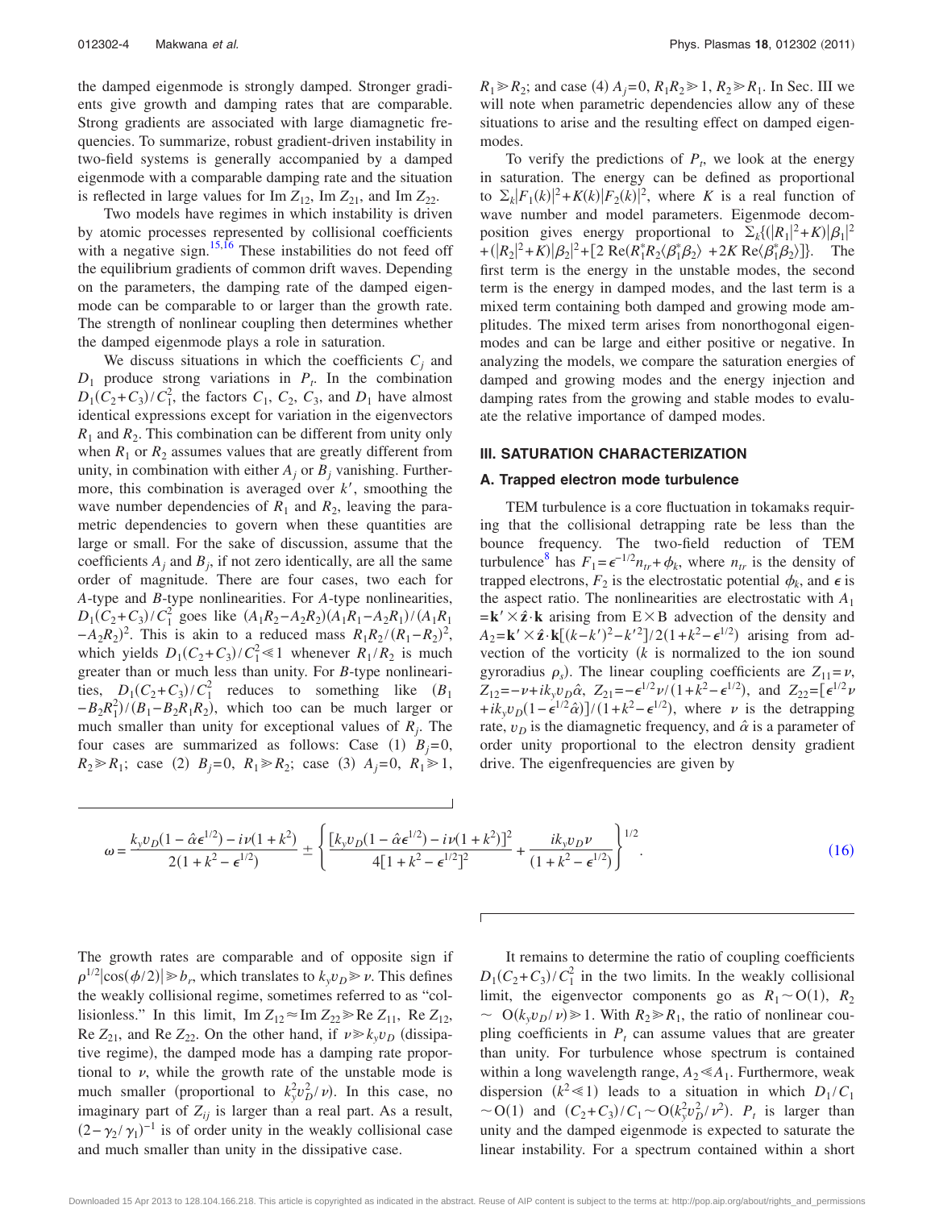the damped eigenmode is strongly damped. Stronger gradients give growth and damping rates that are comparable. Strong gradients are associated with large diamagnetic frequencies. To summarize, robust gradient-driven instability in two-field systems is generally accompanied by a damped eigenmode with a comparable damping rate and the situation is reflected in large values for Im $Z_{12}$, Im $Z_{21}$, and Im $Z_{22}$.

Two models have regimes in which instability is driven by atomic processes represented by collisional coefficients with a negative sign.[15,16] These instabilities do not feed off the equilibrium gradients of common drift waves. Depending on the parameters, the damping rate of the damped eigenmode can be comparable to or larger than the growth rate. The strength of nonlinear coupling then determines whether the damped eigenmode plays a role in saturation.

We discuss situations in which the coefficients $C_j$ and $D_1$ produce strong variations in $P_t$. In the combination $D_1(C_2+C_3)/C_1^2$, the factors $C_1$, $C_2$, $C_3$, and $D_1$ have almost identical expressions except for variation in the eigenvectors $R_1$ and $R_2$. This combination can be different from unity only when $R_1$ or $R_2$ assumes values that are greatly different from unity, in combination with either $A_j$ or $B_j$ vanishing. Furthermore, this combination is averaged over $k'$, smoothing the wave number dependencies of $R_1$ and $R_2$, leaving the parametric dependencies to govern when these quantities are large or small. For the sake of discussion, assume that the coefficients $A_j$ and $B_j$, if not zero identically, are all the same order of magnitude. There are four cases, two each for $A$-type and $B$-type nonlinearities. For $A$-type nonlinearities, $D_1(C_2+C_3)/C_1^2$ goes like $(A_1R_2-A_2R_2)(A_1R_1-A_2R_1)/(A_1R_1-A_2R_2)^2$. This is akin to a reduced mass $R_1R_2/(R_1-R_2)^2$, which yields $D_1(C_2+C_3)/C_1^2 \ll 1$ whenever $R_1/R_2$ is much greater than or much less than unity. For $B$-type nonlinearities, $D_1(C_2+C_3)/C_1^2$ reduces to something like $(B_1-B_2R_1^2)/(B_1-B_2R_1R_2)$, which too can be much larger or much smaller than unity for exceptional values of $R_j$. The four cases are summarized as follows: Case (1) $B_j=0$, $R_2 \gg R_1$; case (2) $B_j=0$, $R_1 \gg R_2$; case (3) $A_j=0$, $R_1 \gg 1$, $R_1 \gg R_2$; and case (4) $A_j=0$, $R_1R_2 \gg 1$, $R_2 \gg R_1$. In Sec. III we will note when parametric dependencies allow any of these situations to arise and the resulting effect on damped eigenmodes.

To verify the predictions of $P_t$, we look at the energy in saturation. The energy can be defined as proportional to $\Sigma_k|F_1(k)|^2+K(k)|F_2(k)|^2$, where $K$ is a real function of wave number and model parameters. Eigenmode decomposition gives energy proportional to $\Sigma_k\{(|R_1|^2+K)|\beta_1|^2 + (|R_2|^2+K)|\beta_2|^2 + [2\,\mathrm{Re}(R_1^*R_2\langle\beta_1^*\beta_2\rangle + 2K\,\mathrm{Re}\langle\beta_1^*\beta_2\rangle)]\}$. The first term is the energy in the unstable modes, the second term is the energy in damped modes, and the last term is a mixed term containing both damped and growing mode amplitudes. The mixed term arises from nonorthogonal eigenmodes and can be large and either positive or negative. In analyzing the models, we compare the saturation energies of damped and growing modes and the energy injection and damping rates from the growing and stable modes to evaluate the relative importance of damped modes.

## III. SATURATION CHARACTERIZATION

### A. Trapped electron mode turbulence

TEM turbulence is a core fluctuation in tokamaks requiring that the collisional detrapping rate be less than the bounce frequency. The two-field reduction of TEM turbulence[8] has $F_1=\epsilon^{-1/2}n_{tr}+\phi_k$, where $n_{tr}$ is the density of trapped electrons, $F_2$ is the electrostatic potential $\phi_k$, and $\epsilon$ is the aspect ratio. The nonlinearities are electrostatic with $A_1 = \mathbf{k}'\times\hat{\mathbf{z}}\cdot\mathbf{k}$ arising from E×B advection of the density and $A_2=\mathbf{k}'\times\hat{\mathbf{z}}\cdot\mathbf{k}[(k-k')^2-k'^2]/2(1+k^2-\epsilon^{1/2})$ arising from advection of the vorticity ($k$ is normalized to the ion sound gyroradius $\rho_s$). The linear coupling coefficients are $Z_{11}=\nu$, $Z_{12}=-\nu+ik_yv_D\hat{\alpha}$, $Z_{21}=-\epsilon^{1/2}\nu/(1+k^2-\epsilon^{1/2})$, and $Z_{22}=[\epsilon^{1/2}\nu + ik_yv_D(1-\epsilon^{1/2}\hat{\alpha})]/(1+k^2-\epsilon^{1/2})$, where $\nu$ is the detrapping rate, $v_D$ is the diamagnetic frequency, and $\hat{\alpha}$ is a parameter of order unity proportional to the electron density gradient drive. The eigenfrequencies are given by

$$
\omega = \frac{k_yv_D(1-\hat{\alpha}\epsilon^{1/2})-i\nu(1+k^2)}{2(1+k^2-\epsilon^{1/2})} \pm \left\{\frac{[k_yv_D(1-\hat{\alpha}\epsilon^{1/2})-i\nu(1+k^2)]^2}{4[1+k^2-\epsilon^{1/2}]^2} + \frac{ik_yv_D\nu}{(1+k^2-\epsilon^{1/2})}\right\}^{1/2}. \quad (16)
$$

The growth rates are comparable and of opposite sign if $\rho^{1/2}|\cos(\phi/2)| \gg b_r$, which translates to $k_yv_D \gg \nu$. This defines the weakly collisional regime, sometimes referred to as "collisionless." In this limit, Im $Z_{12} \approx$ Im $Z_{22} \gg$ Re $Z_{11}$, Re $Z_{12}$, Re $Z_{21}$, and Re $Z_{22}$. On the other hand, if $\nu \gg k_yv_D$ (dissipative regime), the damped mode has a damping rate proportional to $\nu$, while the growth rate of the unstable mode is much smaller (proportional to $k_y^2v_D^2/\nu$). In this case, no imaginary part of $Z_{ij}$ is larger than a real part. As a result, $(2-\gamma_2/\gamma_1)^{-1}$ is of order unity in the weakly collisional case and much smaller than unity in the dissipative case.

It remains to determine the ratio of coupling coefficients $D_1(C_2+C_3)/C_1^2$ in the two limits. In the weakly collisional limit, the eigenvector components go as $R_1 \sim \mathrm{O}(1)$, $R_2 \sim \mathrm{O}(k_yv_D/\nu) \gg 1$. With $R_2 \gg R_1$, the ratio of nonlinear coupling coefficients in $P_t$ can assume values that are greater than unity. For turbulence whose spectrum is contained within a long wavelength range, $A_2 \ll A_1$. Furthermore, weak dispersion ($k^2 \ll 1$) leads to a situation in which $D_1/C_1 \sim \mathrm{O}(1)$ and $(C_2+C_3)/C_1 \sim \mathrm{O}(k_y^2v_D^2/\nu^2)$. $P_t$ is larger than unity and the damped eigenmode is expected to saturate the linear instability. For a spectrum contained within a short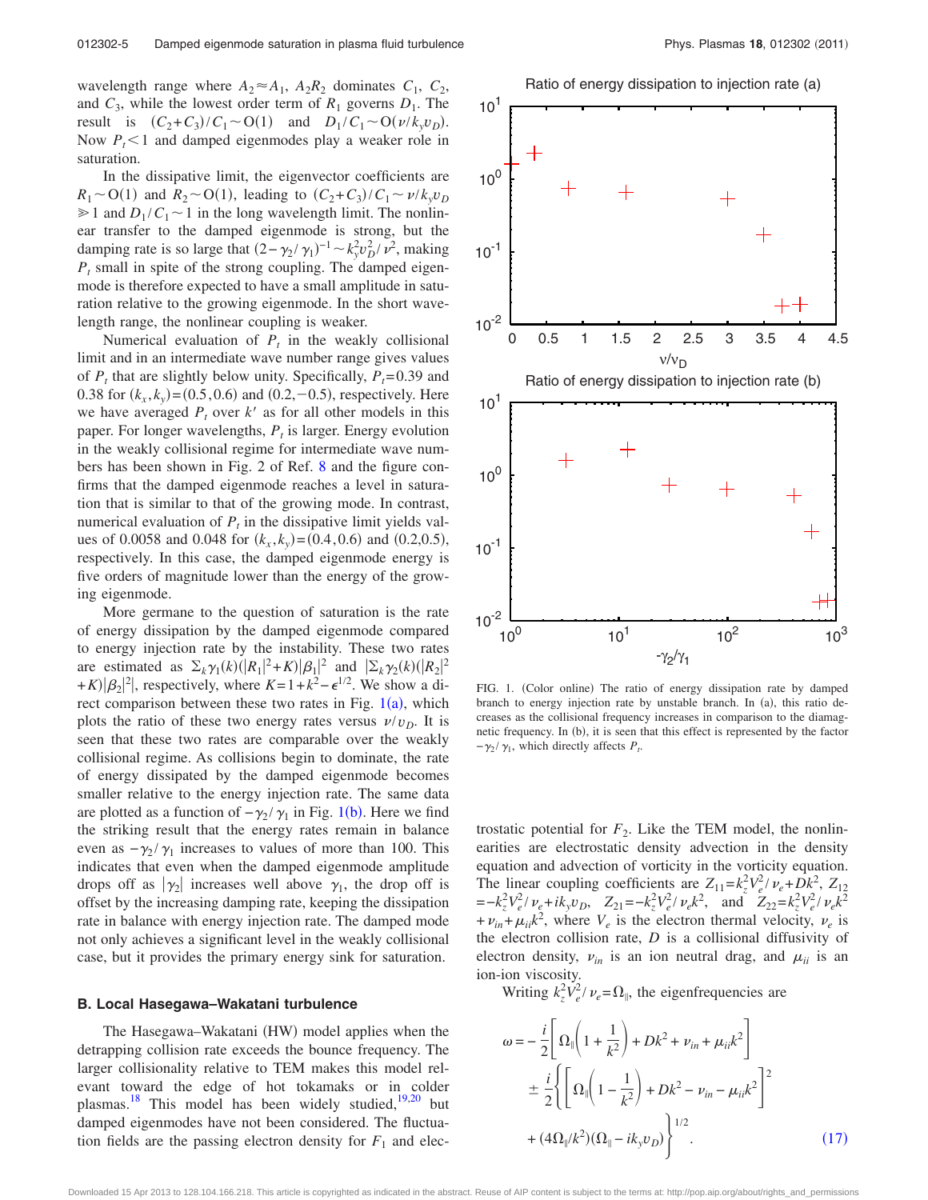wavelength range where $A_2 \approx A_1$, $A_2 R_2$ dominates $C_1$, $C_2$, and $C_3$, while the lowest order term of $R_1$ governs $D_1$. The result is $(C_2+C_3)/C_1 \sim \mathrm{O}(1)$ and $D_1/C_1 \sim \mathrm{O}(\nu/k_y v_D)$. Now $P_t < 1$ and damped eigenmodes play a weaker role in saturation.

In the dissipative limit, the eigenvector coefficients are $R_1 \sim \mathrm{O}(1)$ and $R_2 \sim \mathrm{O}(1)$, leading to $(C_2+C_3)/C_1 \sim \nu/k_y v_D \gg 1$ and $D_1/C_1 \sim 1$ in the long wavelength limit. The nonlinear transfer to the damped eigenmode is strong, but the damping rate is so large that $(2-\gamma_2/\gamma_1)^{-1} \sim k_y^2 v_D^2/\nu^2$, making $P_t$ small in spite of the strong coupling. The damped eigenmode is therefore expected to have a small amplitude in saturation relative to the growing eigenmode. In the short wavelength range, the nonlinear coupling is weaker.

Numerical evaluation of $P_t$ in the weakly collisional limit and in an intermediate wave number range gives values of $P_t$ that are slightly below unity. Specifically, $P_t = 0.39$ and 0.38 for $(k_x, k_y) = (0.5, 0.6)$ and $(0.2, -0.5)$, respectively. Here we have averaged $P_t$ over $k'$ as for all other models in this paper. For longer wavelengths, $P_t$ is larger. Energy evolution in the weakly collisional regime for intermediate wave numbers has been shown in Fig. 2 of Ref. 8 and the figure confirms that the damped eigenmode reaches a level in saturation that is similar to that of the growing mode. In contrast, numerical evaluation of $P_t$ in the dissipative limit yields values of 0.0058 and 0.048 for $(k_x, k_y) = (0.4, 0.6)$ and $(0.2, 0.5)$, respectively. In this case, the damped eigenmode energy is five orders of magnitude lower than the energy of the growing eigenmode.

More germane to the question of saturation is the rate of energy dissipation by the damped eigenmode compared to energy injection rate by the instability. These two rates are estimated as $\Sigma_k \gamma_1(k)(|R_1|^2 + K)|\beta_1|^2$ and $|\Sigma_k \gamma_2(k)(|R_2|^2 + K)|\beta_2|^2|$, respectively, where $K = 1 + k^2 - \epsilon^{1/2}$. We show a direct comparison between these two rates in Fig. 1(a), which plots the ratio of these two energy rates versus $\nu/v_D$. It is seen that these two rates are comparable over the weakly collisional regime. As collisions begin to dominate, the rate of energy dissipated by the damped eigenmode becomes smaller relative to the energy injection rate. The same data are plotted as a function of $-\gamma_2/\gamma_1$ in Fig. 1(b). Here we find the striking result that the energy rates remain in balance even as $-\gamma_2/\gamma_1$ increases to values of more than 100. This indicates that even when the damped eigenmode amplitude drops off as $|\gamma_2|$ increases well above $\gamma_1$, the drop off is offset by the increasing damping rate, keeping the dissipation rate in balance with energy injection rate. The damped mode not only achieves a significant level in the weakly collisional case, but it provides the primary energy sink for saturation.

FIG. 1. (Color online) The ratio of energy dissipation rate by damped branch to energy injection rate by unstable branch. In (a), this ratio decreases as the collisional frequency increases in comparison to the diamagnetic frequency. In (b), it is seen that this effect is represented by the factor $-\gamma_2/\gamma_1$, which directly affects $P_t$.

### B. Local Hasegawa–Wakatani turbulence

The Hasegawa–Wakatani (HW) model applies when the detrapping collision rate exceeds the bounce frequency. The larger collisionality relative to TEM makes this model relevant toward the edge of hot tokamaks or in colder plasmas.[18] This model has been widely studied,[19,20] but damped eigenmodes have not been considered. The fluctuation fields are the passing electron density for $F_1$ and electrostatic potential for $F_2$. Like the TEM model, the nonlinearities are electrostatic density advection in the density equation and advection of vorticity in the vorticity equation. The linear coupling coefficients are $Z_{11} = k_z^2 V_e^2/\nu_e + Dk^2$, $Z_{12} = -k_z^2 V_e^2/\nu_e + ik_y v_D$, $Z_{21} = -k_z^2 V_e^2/\nu_e k^2$, and $Z_{22} = k_z^2 V_e^2/\nu_e k^2 + \nu_{in} + \mu_{ii} k^2$, where $V_e$ is the electron thermal velocity, $\nu_e$ is the electron collision rate, $D$ is a collisional diffusivity of electron density, $\nu_{in}$ is an ion neutral drag, and $\mu_{ii}$ is an ion-ion viscosity.

Writing $k_z^2 V_e^2/\nu_e = \Omega_\parallel$, the eigenfrequencies are

$$\omega = -\frac{i}{2}\left[\Omega_\parallel\left(1 + \frac{1}{k^2}\right) + Dk^2 + \nu_{in} + \mu_{ii}k^2\right] \pm \frac{i}{2}\left\{\left[\Omega_\parallel\left(1 - \frac{1}{k^2}\right) + Dk^2 - \nu_{in} - \mu_{ii}k^2\right]^2 + (4\Omega_\parallel/k^2)(\Omega_\parallel - ik_y v_D)\right\}^{1/2}. \quad (17)$$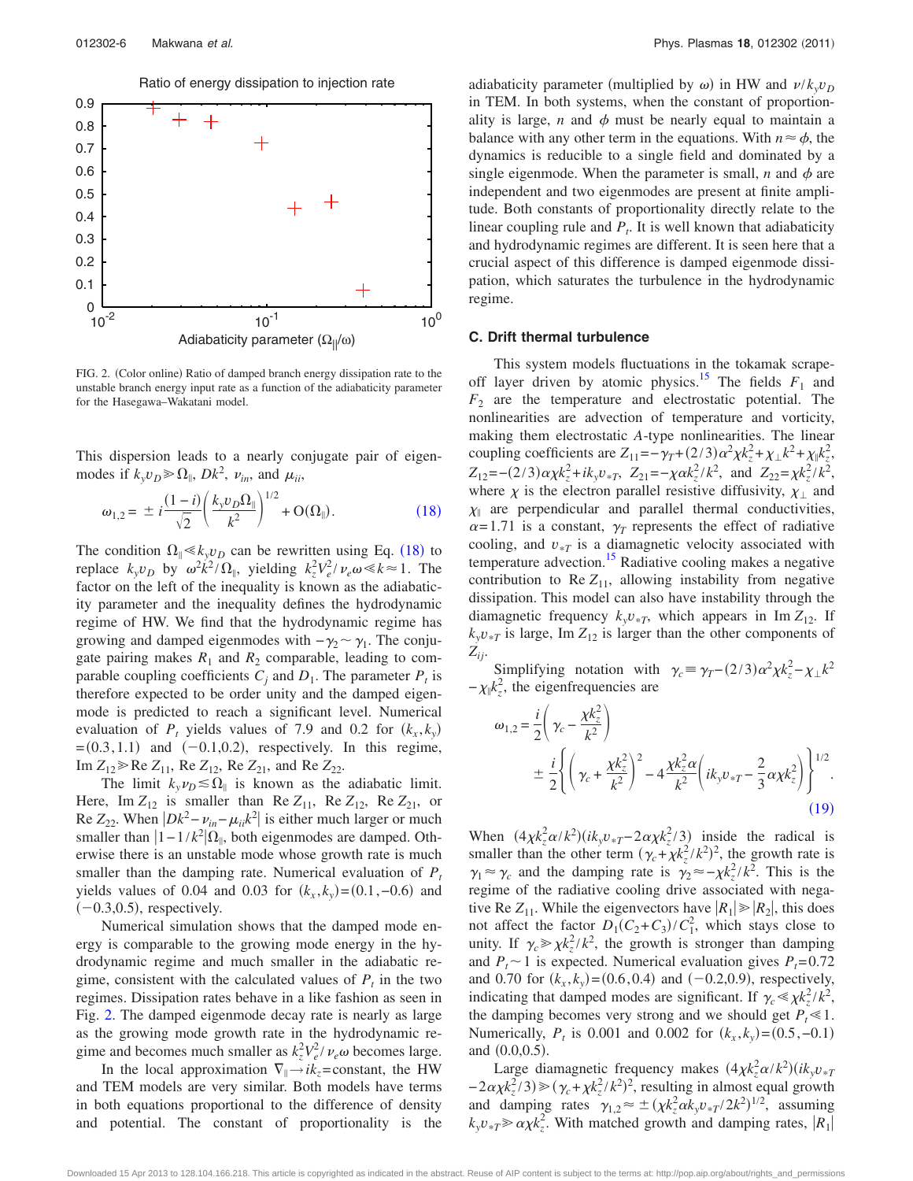Ratio of energy dissipation to injection rate

FIG. 2. (Color online) Ratio of damped branch energy dissipation rate to the unstable branch energy input rate as a function of the adiabaticity parameter for the Hasegawa–Wakatani model.

This dispersion leads to a nearly conjugate pair of eigenmodes if $k_y v_D \gg \Omega_\parallel$, $Dk^2$, $\nu_{in}$, and $\mu_{ii}$,

$$\omega_{1,2} = \pm i \frac{(1-i)}{\sqrt{2}} \left( \frac{k_y v_D \Omega_\parallel}{k^2} \right)^{1/2} + \mathrm{O}(\Omega_\parallel). \tag{18}$$

The condition $\Omega_\parallel \ll k_y v_D$ can be rewritten using Eq. (18) to replace $k_y v_D$ by $\omega^2 k^2/\Omega_\parallel$, yielding $k_z^2 V_e^2/\nu_e \omega \ll k \approx 1$. The factor on the left of the inequality is known as the adiabaticity parameter and the inequality defines the hydrodynamic regime of HW. We find that the hydrodynamic regime has growing and damped eigenmodes with $-\gamma_2 \sim \gamma_1$. The conjugate pairing makes $R_1$ and $R_2$ comparable, leading to comparable coupling coefficients $C_j$ and $D_1$. The parameter $P_t$ is therefore expected to be order unity and the damped eigenmode is predicted to reach a significant level. Numerical evaluation of $P_t$ yields values of 7.9 and 0.2 for $(k_x,k_y) = (0.3,1.1)$ and $(-0.1,0.2)$, respectively. In this regime, $\mathrm{Im}\, Z_{12} \gg \mathrm{Re}\, Z_{11}$, $\mathrm{Re}\, Z_{12}$, $\mathrm{Re}\, Z_{21}$, and $\mathrm{Re}\, Z_{22}$.

The limit $k_y \nu_D \lesssim \Omega_\parallel$ is known as the adiabatic limit. Here, $\mathrm{Im}\, Z_{12}$ is smaller than $\mathrm{Re}\, Z_{11}$, $\mathrm{Re}\, Z_{12}$, $\mathrm{Re}\, Z_{21}$, or $\mathrm{Re}\, Z_{22}$. When $|Dk^2 - \nu_{in} - \mu_{ii} k^2|$ is either much larger or much smaller than $|1-1/k^2|\Omega_\parallel$, both eigenmodes are damped. Otherwise there is an unstable mode whose growth rate is much smaller than the damping rate. Numerical evaluation of $P_t$ yields values of 0.04 and 0.03 for $(k_x,k_y)=(0.1,-0.6)$ and $(-0.3,0.5)$, respectively.

Numerical simulation shows that the damped mode energy is comparable to the growing mode energy in the hydrodynamic regime and much smaller in the adiabatic regime, consistent with the calculated values of $P_t$ in the two regimes. Dissipation rates behave in a like fashion as seen in Fig. 2. The damped eigenmode decay rate is nearly as large as the growing mode growth rate in the hydrodynamic regime and becomes much smaller as $k_z^2 V_e^2/\nu_e \omega$ becomes large.

In the local approximation $\nabla_\parallel \to ik_z = \text{constant}$, the HW and TEM models are very similar. Both models have terms in both equations proportional to the difference of density and potential. The constant of proportionality is the adiabaticity parameter (multiplied by $\omega$) in HW and $\nu/k_y v_D$ in TEM. In both systems, when the constant of proportionality is large, $n$ and $\phi$ must be nearly equal to maintain a balance with any other term in the equations. With $n \approx \phi$, the dynamics is reducible to a single field and dominated by a single eigenmode. When the parameter is small, $n$ and $\phi$ are independent and two eigenmodes are present at finite amplitude. Both constants of proportionality directly relate to the linear coupling rule and $P_t$. It is well known that adiabaticity and hydrodynamic regimes are different. It is seen here that a crucial aspect of this difference is damped eigenmode dissipation, which saturates the turbulence in the hydrodynamic regime.

### C. Drift thermal turbulence

This system models fluctuations in the tokamak scrape-off layer driven by atomic physics.[15] The fields $F_1$ and $F_2$ are the temperature and electrostatic potential. The nonlinearities are advection of temperature and vorticity, making them electrostatic $A$-type nonlinearities. The linear coupling coefficients are $Z_{11} = -\gamma_T + (2/3)\alpha^2 \chi k_z^2 + \chi_\perp k^2 + \chi_\parallel k_z^2$, $Z_{12} = -(2/3)\alpha \chi k_z^2 + i k_y v_{*T}$, $Z_{21} = -\chi \alpha k_z^2/k^2$, and $Z_{22} = \chi k_z^2/k^2$, where $\chi$ is the electron parallel resistive diffusivity, $\chi_\perp$ and $\chi_\parallel$ are perpendicular and parallel thermal conductivities, $\alpha = 1.71$ is a constant, $\gamma_T$ represents the effect of radiative cooling, and $v_{*T}$ is a diamagnetic velocity associated with temperature advection.[15] Radiative cooling makes a negative contribution to $\mathrm{Re}\, Z_{11}$, allowing instability from negative dissipation. This model can also have instability through the diamagnetic frequency $k_y v_{*T}$, which appears in $\mathrm{Im}\, Z_{12}$. If $k_y v_{*T}$ is large, $\mathrm{Im}\, Z_{12}$ is larger than the other components of $Z_{ij}$.

Simplifying notation with $\gamma_c \equiv \gamma_T - (2/3)\alpha^2 \chi k_z^2 - \chi_\perp k^2 - \chi_\parallel k_z^2$, the eigenfrequencies are

$$\omega_{1,2} = \frac{i}{2}\left( \gamma_c - \frac{\chi k_z^2}{k^2} \right) \pm \frac{i}{2}\left\{ \left( \gamma_c + \frac{\chi k_z^2}{k^2} \right)^2 - 4 \frac{\chi k_z^2 \alpha}{k^2} \left( i k_y v_{*T} - \frac{2}{3}\alpha \chi k_z^2 \right) \right\}^{1/2}. \tag{19}$$

When $(4\chi k_z^2 \alpha/k^2)(i k_y v_{*T} - 2\alpha \chi k_z^2/3)$ inside the radical is smaller than the other term $(\gamma_c + \chi k_z^2/k^2)^2$, the growth rate is $\gamma_1 \approx \gamma_c$ and the damping rate is $\gamma_2 \approx -\chi k_z^2/k^2$. This is the regime of the radiative cooling drive associated with negative $\mathrm{Re}\, Z_{11}$. While the eigenvectors have $|R_1| \gg |R_2|$, this does not affect the factor $D_1(C_2+C_3)/C_1^2$, which stays close to unity. If $\gamma_c \gg \chi k_z^2/k^2$, the growth is stronger than damping and $P_t \sim 1$ is expected. Numerical evaluation gives $P_t = 0.72$ and 0.70 for $(k_x,k_y) = (0.6,0.4)$ and $(-0.2,0.9)$, respectively, indicating that damped modes are significant. If $\gamma_c \ll \chi k_z^2/k^2$, the damping becomes very strong and we should get $P_t \ll 1$. Numerically, $P_t$ is 0.001 and 0.002 for $(k_x,k_y) = (0.5,-0.1)$ and $(0.0,0.5)$.

Large diamagnetic frequency makes $(4\chi k_z^2 \alpha/k^2)(i k_y v_{*T} - 2\alpha \chi k_z^2/3) \gg (\gamma_c + \chi k_z^2/k^2)^2$, resulting in almost equal growth and damping rates $\gamma_{1,2} \approx \pm (\chi k_z^2 \alpha k_y v_{*T}/2k^2)^{1/2}$, assuming $k_y v_{*T} \gg \alpha \chi k_z^2$. With matched growth and damping rates, $|R_1|$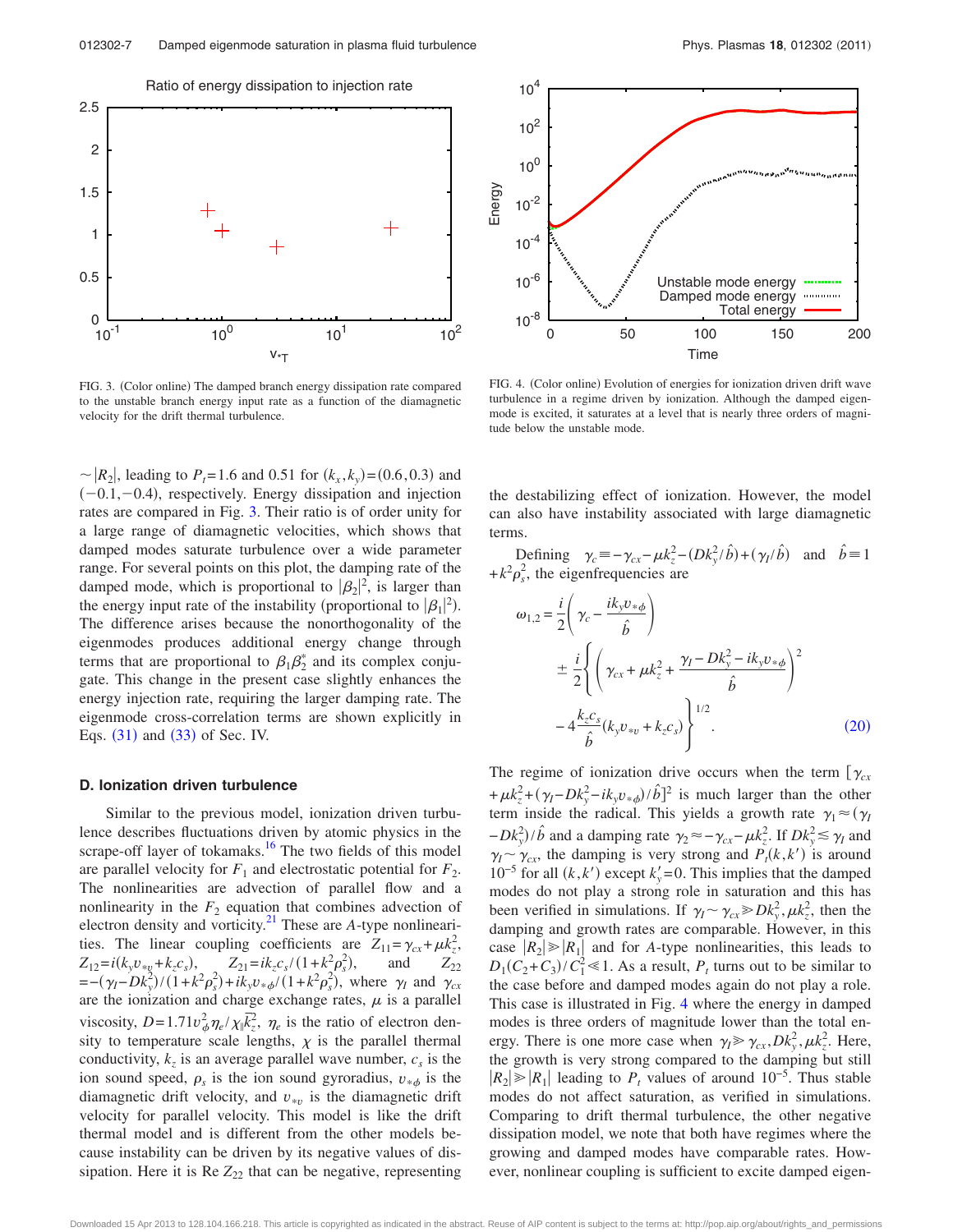FIG. 3. (Color online) The damped branch energy dissipation rate compared to the unstable branch energy input rate as a function of the diamagnetic velocity for the drift thermal turbulence.

FIG. 4. (Color online) Evolution of energies for ionization driven drift wave turbulence in a regime driven by ionization. Although the damped eigenmode is excited, it saturates at a level that is nearly three orders of magnitude below the unstable mode.

$\sim |R_2|$, leading to $P_t = 1.6$ and 0.51 for $(k_x, k_y) = (0.6, 0.3)$ and $(-0.1, -0.4)$, respectively. Energy dissipation and injection rates are compared in Fig. 3. Their ratio is of order unity for a large range of diamagnetic velocities, which shows that damped modes saturate turbulence over a wide parameter range. For several points on this plot, the damping rate of the damped mode, which is proportional to $|\beta_2|^2$, is larger than the energy input rate of the instability (proportional to $|\beta_1|^2$). The difference arises because the nonorthogonality of the eigenmodes produces additional energy change through terms that are proportional to $\beta_1 \beta_2^*$ and its complex conjugate. This change in the present case slightly enhances the energy injection rate, requiring the larger damping rate. The eigenmode cross-correlation terms are shown explicitly in Eqs. (31) and (33) of Sec. IV.

### D. Ionization driven turbulence

Similar to the previous model, ionization driven turbulence describes fluctuations driven by atomic physics in the scrape-off layer of tokamaks.[16] The two fields of this model are parallel velocity for $F_1$ and electrostatic potential for $F_2$. The nonlinearities are advection of parallel flow and a nonlinearity in the $F_2$ equation that combines advection of electron density and vorticity.[21] These are $A$-type nonlinearities. The linear coupling coefficients are $Z_{11} = \gamma_{cx} + \mu k_z^2$, $Z_{12} = i(k_y v_{*v} + k_z c_s)$, $Z_{21} = i k_z c_s / (1 + k^2 \rho_s^2)$, and $Z_{22} = -(\gamma_I - D k_y^2)/(1 + k^2 \rho_s^2) + i k_y v_{*\phi}/(1 + k^2 \rho_s^2)$, where $\gamma_I$ and $\gamma_{cx}$ are the ionization and charge exchange rates, $\mu$ is a parallel viscosity, $D = 1.71 v_\phi^2 \eta_e / \chi_\| \bar{k}_z^2$, $\eta_e$ is the ratio of electron density to temperature scale lengths, $\chi$ is the parallel thermal conductivity, $k_z$ is an average parallel wave number, $c_s$ is the ion sound speed, $\rho_s$ is the ion sound gyroradius, $v_{*\phi}$ is the diamagnetic drift velocity, and $v_{*v}$ is the diamagnetic drift velocity for parallel velocity. This model is like the drift thermal model and is different from the other models because instability can be driven by its negative values of dissipation. Here it is Re $Z_{22}$ that can be negative, representing the destabilizing effect of ionization. However, the model can also have instability associated with large diamagnetic terms.

Defining $\gamma_c \equiv -\gamma_{cx} - \mu k_z^2 - (D k_y^2 / \hat{b}) + (\gamma_I / \hat{b})$ and $\hat{b} \equiv 1 + k^2 \rho_s^2$, the eigenfrequencies are

$$\omega_{1,2} = \frac{i}{2}\left(\gamma_c - \frac{i k_y v_{*\phi}}{\hat{b}}\right) \pm \frac{i}{2}\left\{\left(\gamma_{cx} + \mu k_z^2 + \frac{\gamma_I - D k_y^2 - i k_y v_{*\phi}}{\hat{b}}\right)^2 - 4\frac{k_z c_s}{\hat{b}}(k_y v_{*v} + k_z c_s)\right\}^{1/2}. \tag{20}$$

The regime of ionization drive occurs when the term $[\gamma_{cx} + \mu k_z^2 + (\gamma_I - D k_y^2 - i k_y v_{*\phi})/\hat{b}]^2$ is much larger than the other term inside the radical. This yields a growth rate $\gamma_1 \approx (\gamma_I - D k_y^2)/\hat{b}$ and a damping rate $\gamma_2 \approx -\gamma_{cx} - \mu k_z^2$. If $D k_y^2 \lesssim \gamma_I$ and $\gamma_I \sim \gamma_{cx}$, the damping is very strong and $P_t(k, k')$ is around $10^{-5}$ for all $(k, k')$ except $k'_z = 0$. This implies that the damped modes do not play a strong role in saturation and this has been verified in simulations. If $\gamma_I \sim \gamma_{cx} \gg D k_y^2, \mu k_z^2$, then the damping and growth rates are comparable. However, in this case $|R_2| \gg |R_1|$ and for $A$-type nonlinearities, this leads to $D_1(C_2 + C_3)/C_1^2 \ll 1$. As a result, $P_t$ turns out to be similar to the case before and damped modes again do not play a role. This case is illustrated in Fig. 4 where the energy in damped modes is three orders of magnitude lower than the total energy. There is one more case when $\gamma_I \gg \gamma_{cx}, D k_y^2, \mu k_z^2$. Here, the growth is very strong compared to the damping but still $|R_2| \gg |R_1|$ leading to $P_t$ values of around $10^{-5}$. Thus stable modes do not affect saturation, as verified in simulations. Comparing to drift thermal turbulence, the other negative dissipation model, we note that both have regimes where the growing and damped modes have comparable rates. However, nonlinear coupling is sufficient to excite damped eigen-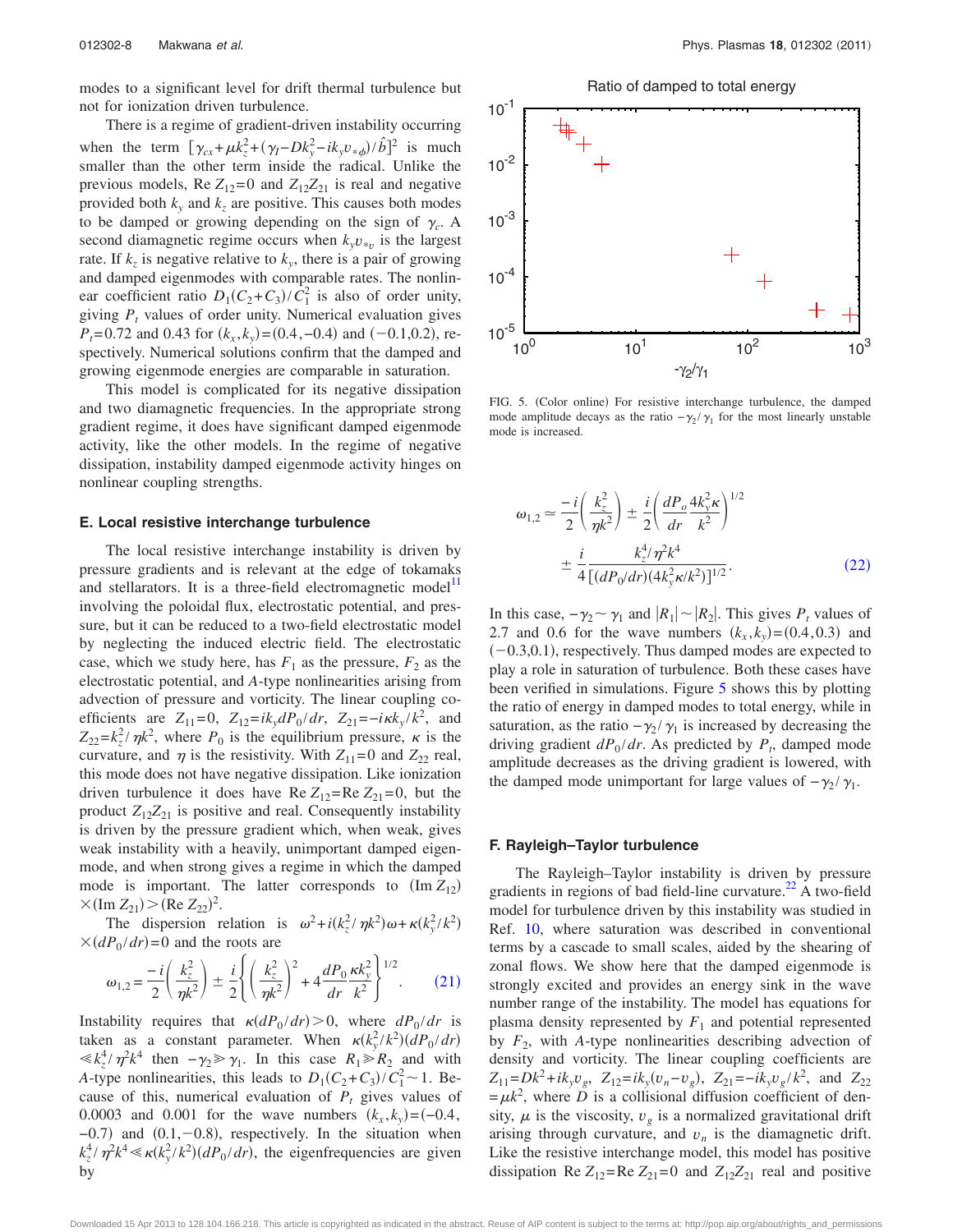modes to a significant level for drift thermal turbulence but not for ionization driven turbulence.

There is a regime of gradient-driven instability occurring when the term $[\gamma_{cx}+\mu k_z^2+(\gamma_I - D k_y^2 - i k_y v_{*\phi})/\hat{b}]^2$ is much smaller than the other term inside the radical. Unlike the previous models, Re $Z_{12}=0$ and $Z_{12}Z_{21}$ is real and negative provided both $k_y$ and $k_z$ are positive. This causes both modes to be damped or growing depending on the sign of $\gamma_c$. A second diamagnetic regime occurs when $k_y v_{*v}$ is the largest rate. If $k_z$ is negative relative to $k_y$, there is a pair of growing and damped eigenmodes with comparable rates. The nonlinear coefficient ratio $D_1(C_2+C_3)/C_1^2$ is also of order unity, giving $P_t$ values of order unity. Numerical evaluation gives $P_t=0.72$ and 0.43 for $(k_x,k_y)=(0.4,-0.4)$ and $(-0.1,0.2)$, respectively. Numerical solutions confirm that the damped and growing eigenmode energies are comparable in saturation.

This model is complicated for its negative dissipation and two diamagnetic frequencies. In the appropriate strong gradient regime, it does have significant damped eigenmode activity, like the other models. In the regime of negative dissipation, instability damped eigenmode activity hinges on nonlinear coupling strengths.

### E. Local resistive interchange turbulence

The local resistive interchange instability is driven by pressure gradients and is relevant at the edge of tokamaks and stellarators. It is a three-field electromagnetic model[11] involving the poloidal flux, electrostatic potential, and pressure, but it can be reduced to a two-field electrostatic model by neglecting the induced electric field. The electrostatic case, which we study here, has $F_1$ as the pressure, $F_2$ as the electrostatic potential, and $A$-type nonlinearities arising from advection of pressure and vorticity. The linear coupling coefficients are $Z_{11}=0$, $Z_{12}=ik_y dP_0/dr$, $Z_{21}=-i\kappa k_y/k^2$, and $Z_{22}=k_z^2/\eta k^2$, where $P_0$ is the equilibrium pressure, $\kappa$ is the curvature, and $\eta$ is the resistivity. With $Z_{11}=0$ and $Z_{22}$ real, this mode does not have negative dissipation. Like ionization driven turbulence it does have Re $Z_{12}$=Re $Z_{21}=0$, but the product $Z_{12}Z_{21}$ is positive and real. Consequently instability is driven by the pressure gradient which, when weak, gives weak instability with a heavily, unimportant damped eigenmode, and when strong gives a regime in which the damped mode is important. The latter corresponds to $(\text{Im}\, Z_{12})\times(\text{Im}\, Z_{21})>(\text{Re}\, Z_{22})^2$.

The dispersion relation is $\omega^2+i(k_z^2/\eta k^2)\omega+\kappa(k_y^2/k^2)\times(dP_0/dr)=0$ and the roots are

$$\omega_{1,2}=\frac{-i}{2}\left(\frac{k_z^2}{\eta k^2}\right)\pm\frac{i}{2}\left\{\left(\frac{k_z^2}{\eta k^2}\right)^2+4\frac{dP_0}{dr}\frac{\kappa k_y^2}{k^2}\right\}^{1/2}. \tag{21}$$

Instability requires that $\kappa(dP_0/dr)>0$, where $dP_0/dr$ is taken as a constant parameter. When $\kappa(k_y^2/k^2)(dP_0/dr)\ll k_z^4/\eta^2k^4$ then $-\gamma_2\gg\gamma_1$. In this case $R_1\gg R_2$ and with $A$-type nonlinearities, this leads to $D_1(C_2+C_3)/C_1^2\sim 1$. Because of this, numerical evaluation of $P_t$ gives values of 0.0003 and 0.001 for the wave numbers $(k_x,k_y)=(-0.4,-0.7)$ and $(0.1,-0.8)$, respectively. In the situation when $k_z^4/\eta^2k^4\ll\kappa(k_y^2/k^2)(dP_0/dr)$, the eigenfrequencies are given by

Ratio of damped to total energy

FIG. 5. (Color online) For resistive interchange turbulence, the damped mode amplitude decays as the ratio $-\gamma_2/\gamma_1$ for the most linearly unstable mode is increased.

$$\omega_{1,2}\simeq\frac{-i}{2}\left(\frac{k_z^2}{\eta k^2}\right)\pm\frac{i}{2}\left(\frac{dP_o}{dr}\frac{4k_y^2\kappa}{k^2}\right)^{1/2} \pm\frac{i}{4}\frac{k_z^4/\eta^2k^4}{[(dP_0/dr)(4k_y^2\kappa/k^2)]^{1/2}}. \tag{22}$$

In this case, $-\gamma_2\sim\gamma_1$ and $|R_1|\sim|R_2|$. This gives $P_t$ values of 2.7 and 0.6 for the wave numbers $(k_x,k_y)=(0.4,0.3)$ and $(-0.3,0.1)$, respectively. Thus damped modes are expected to play a role in saturation of turbulence. Both these cases have been verified in simulations. Figure 5 shows this by plotting the ratio of energy in damped modes to total energy, while in saturation, as the ratio $-\gamma_2/\gamma_1$ is increased by decreasing the driving gradient $dP_0/dr$. As predicted by $P_t$, damped mode amplitude decreases as the driving gradient is lowered, with the damped mode unimportant for large values of $-\gamma_2/\gamma_1$.

### F. Rayleigh–Taylor turbulence

The Rayleigh–Taylor instability is driven by pressure gradients in regions of bad field-line curvature.[22] A two-field model for turbulence driven by this instability was studied in Ref. 10, where saturation was described in conventional terms by a cascade to small scales, aided by the shearing of zonal flows. We show here that the damped eigenmode is strongly excited and provides an energy sink in the wave number range of the instability. The model has equations for plasma density represented by $F_1$ and potential represented by $F_2$, with $A$-type nonlinearities describing advection of density and vorticity. The linear coupling coefficients are $Z_{11}=Dk^2+ik_y v_g$, $Z_{12}=ik_y(v_n-v_g)$, $Z_{21}=-ik_y v_g/k^2$, and $Z_{22}=\mu k^2$, where $D$ is a collisional diffusion coefficient of density, $\mu$ is the viscosity, $v_g$ is a normalized gravitational drift arising through curvature, and $v_n$ is the diamagnetic drift. Like the resistive interchange model, this model has positive dissipation Re $Z_{12}$=Re $Z_{21}=0$ and $Z_{12}Z_{21}$ real and positive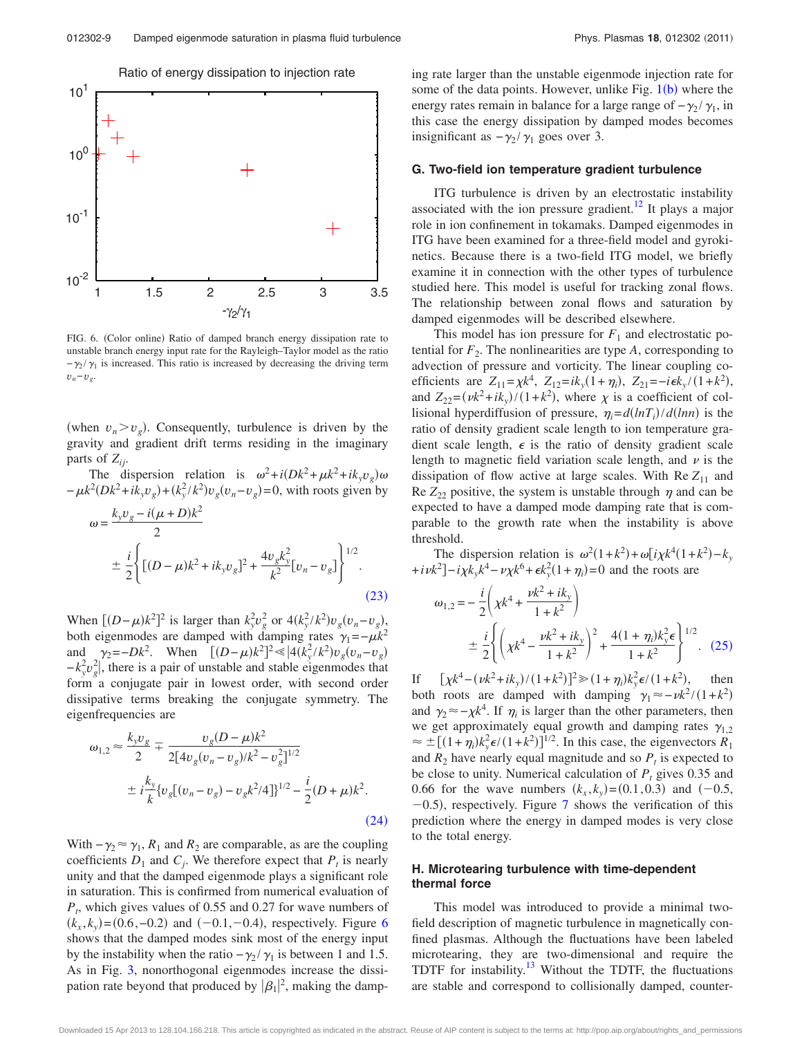Ratio of energy dissipation to injection rate

FIG. 6. (Color online) Ratio of damped branch energy dissipation rate to unstable branch energy input rate for the Rayleigh–Taylor model as the ratio $-\gamma_2/\gamma_1$ is increased. This ratio is increased by decreasing the driving term $v_n - v_g$.

(when $v_n > v_g$). Consequently, turbulence is driven by the gravity and gradient drift terms residing in the imaginary parts of $Z_{ij}$.

The dispersion relation is $\omega^2 + i(Dk^2 + \mu k^2 + ik_y v_g)\omega - \mu k^2(Dk^2 + ik_y v_g) + (k_y^2/k^2)v_g(v_n - v_g) = 0$, with roots given by

$$\omega = \frac{k_y v_g - i(\mu + D)k^2}{2} \pm \frac{i}{2}\left\{[(D-\mu)k^2 + ik_y v_g]^2 + \frac{4v_g k_y^2}{k^2}[v_n - v_g]\right\}^{1/2}. \quad (23)$$

When $[(D-\mu)k^2]^2$ is larger than $k_y^2 v_g^2$ or $4(k_y^2/k^2)v_g(v_n - v_g)$, both eigenmodes are damped with damping rates $\gamma_1 = -\mu k^2$ and $\gamma_2 = -Dk^2$. When $[(D-\mu)k^2]^2 \ll |4(k_y^2/k^2)v_g(v_n - v_g) - k_y^2 v_g^2|$, there is a pair of unstable and stable eigenmodes that form a conjugate pair in lowest order, with second order dissipative terms breaking the conjugate symmetry. The eigenfrequencies are

$$\omega_{1,2} \approx \frac{k_y v_g}{2} \mp \frac{v_g(D-\mu)k^2}{2[4v_g(v_n - v_g)/k^2 - v_g^2]^{1/2}} \pm i\frac{k_y}{k}\{v_g[(v_n - v_g) - v_g k^2/4]\}^{1/2} - \frac{i}{2}(D+\mu)k^2. \quad (24)$$

With $-\gamma_2 \approx \gamma_1$, $R_1$ and $R_2$ are comparable, as are the coupling coefficients $D_1$ and $C_j$. We therefore expect that $P_t$ is nearly unity and that the damped eigenmode plays a significant role in saturation. This is confirmed from numerical evaluation of $P_t$, which gives values of 0.55 and 0.27 for wave numbers of $(k_x, k_y) = (0.6, -0.2)$ and $(-0.1, -0.4)$, respectively. Figure 6 shows that the damped modes sink most of the energy input by the instability when the ratio $-\gamma_2/\gamma_1$ is between 1 and 1.5. As in Fig. 3, nonorthogonal eigenmodes increase the dissipation rate beyond that produced by $|\beta_1|^2$, making the damping rate larger than the unstable eigenmode injection rate for some of the data points. However, unlike Fig. 1(b) where the energy rates remain in balance for a large range of $-\gamma_2/\gamma_1$, in this case the energy dissipation by damped modes becomes insignificant as $-\gamma_2/\gamma_1$ goes over 3.

### G. Two-field ion temperature gradient turbulence

ITG turbulence is driven by an electrostatic instability associated with the ion pressure gradient.[12] It plays a major role in ion confinement in tokamaks. Damped eigenmodes in ITG have been examined for a three-field model and gyrokinetics. Because there is a two-field ITG model, we briefly examine it in connection with the other types of turbulence studied here. This model is useful for tracking zonal flows. The relationship between zonal flows and saturation by damped eigenmodes will be described elsewhere.

This model has ion pressure for $F_1$ and electrostatic potential for $F_2$. The nonlinearities are type $A$, corresponding to advection of pressure and vorticity. The linear coupling coefficients are $Z_{11} = \chi k^4$, $Z_{12} = ik_y(1+\eta_i)$, $Z_{21} = -i\epsilon k_y/(1+k^2)$, and $Z_{22} = (\nu k^2 + ik_y)/(1+k^2)$, where $\chi$ is a coefficient of collisional hyperdiffusion of pressure, $\eta_i = d(ln T_i)/d(ln n)$ is the ratio of density gradient scale length to ion temperature gradient scale length, $\epsilon$ is the ratio of density gradient scale length to magnetic field variation scale length, and $\nu$ is the dissipation of flow active at large scales. With Re $Z_{11}$ and Re $Z_{22}$ positive, the system is unstable through $\eta$ and can be expected to have a damped mode damping rate that is comparable to the growth rate when the instability is above threshold.

The dispersion relation is $\omega^2(1+k^2) + \omega[i\chi k^4(1+k^2) - k_y + i\nu k^2] - i\chi k_y k^4 - \nu\chi k^6 + \epsilon k_y^2(1+\eta_i) = 0$ and the roots are

$$\omega_{1,2} = -\frac{i}{2}\left(\chi k^4 + \frac{\nu k^2 + ik_y}{1+k^2}\right) \pm \frac{i}{2}\left\{\left(\chi k^4 - \frac{\nu k^2 + ik_y}{1+k^2}\right)^2 + \frac{4(1+\eta_i)k_y^2\epsilon}{1+k^2}\right\}^{1/2}. \quad (25)$$

If $[\chi k^4 - (\nu k^2 + ik_y)/(1+k^2)]^2 \gg (1+\eta_i)k_y^2\epsilon/(1+k^2)$, then both roots are damped with damping $\gamma_1 \approx -\nu k^2/(1+k^2)$ and $\gamma_2 \approx -\chi k^4$. If $\eta_i$ is larger than the other parameters, then we get approximately equal growth and damping rates $\gamma_{1,2} \approx \pm[(1+\eta_i)k_y^2\epsilon/(1+k^2)]^{1/2}$. In this case, the eigenvectors $R_1$ and $R_2$ have nearly equal magnitude and so $P_t$ is expected to be close to unity. Numerical calculation of $P_t$ gives 0.35 and 0.66 for the wave numbers $(k_x, k_y) = (0.1, 0.3)$ and $(-0.5, -0.5)$, respectively. Figure 7 shows the verification of this prediction where the energy in damped modes is very close to the total energy.

### H. Microtearing turbulence with time-dependent thermal force

This model was introduced to provide a minimal two-field description of magnetic turbulence in magnetically confined plasmas. Although the fluctuations have been labeled microtearing, they are two-dimensional and require the TDTF for instability.[13] Without the TDTF, the fluctuations are stable and correspond to collisionally damped, counter-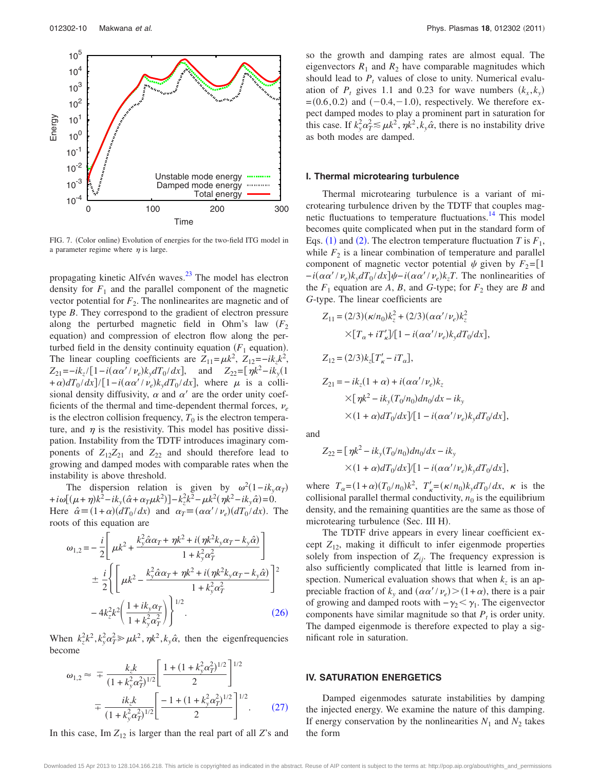FIG. 7. (Color online) Evolution of energies for the two-field ITG model in a parameter regime where $\eta$ is large.

propagating kinetic Alfvén waves.[23] The model has electron density for $F_1$ and the parallel component of the magnetic vector potential for $F_2$. The nonlinearites are magnetic and of type $B$. They correspond to the gradient of electron pressure along the perturbed magnetic field in Ohm's law ($F_2$ equation) and compression of electron flow along the perturbed field in the density continuity ($F_1$ equation). The linear coupling coefficients are $Z_{11}=\mu k^2$, $Z_{12}=-ik_z k^2$, $Z_{21}=-ik_z/[1-i(\alpha\alpha'/\nu_e)k_y dT_0/dx]$, and $Z_{22}=[\eta k^2 - ik_y(1+\alpha)dT_0/dx]/[1-i(\alpha\alpha'/\nu_e)k_y dT_0/dx]$, where $\mu$ is a collisional density diffusivity, $\alpha$ and $\alpha'$ are the order unity coefficients of the thermal and time-dependent thermal forces, $\nu_e$ is the electron collision frequency, $T_0$ is the electron temperature, and $\eta$ is the resistivity. This model has positive dissipation. Instability from the TDTF introduces imaginary components of $Z_{12}Z_{21}$ and $Z_{22}$ and should therefore lead to growing and damped modes with comparable rates when the instability is above threshold.

The dispersion relation is given by $\omega^2(1-ik_y\alpha_T)+i\omega[(\mu+\eta)k^2-ik_y(\hat{\alpha}+\alpha_T\mu k^2)]-k_z^2k^2-\mu k^2(\eta k^2-ik_y\hat{\alpha})=0$. Here $\hat{\alpha}\equiv(1+\alpha)(dT_0/dx)$ and $\alpha_T\equiv(\alpha\alpha'/\nu_e)(dT_0/dx)$. The roots of this equation are

$$
\begin{aligned}
\omega_{1,2} = & -\frac{i}{2}\left[\mu k^2 + \frac{k_y^2\hat{\alpha}\alpha_T + \eta k^2 + i(\eta k^2 k_y\alpha_T - k_y\hat{\alpha})}{1+k_y^2\alpha_T^2}\right] \\
& \pm \frac{i}{2}\left\{\left[\mu k^2 - \frac{k_y^2\hat{\alpha}\alpha_T + \eta k^2 + i(\eta k^2 k_y\alpha_T - k_y\hat{\alpha})}{1+k_y^2\alpha_T^2}\right]^2 \right. \\
& \left. - 4k_z^2k^2\left(\frac{1+ik_y\alpha_T}{1+k_y^2\alpha_T^2}\right)\right\}^{1/2}. \qquad (26)
\end{aligned}
$$

When $k_z^2k^2, k_y^2\alpha_T^2 \gg \mu k^2, \eta k^2, k_y\hat{\alpha}$, then the eigenfrequencies become

$$
\begin{aligned}
\omega_{1,2} \approx & \mp \frac{k_z k}{(1+k_y^2\alpha_T^2)^{1/2}}\left[\frac{1+(1+k_y^2\alpha_T^2)^{1/2}}{2}\right]^{1/2} \\
& \mp \frac{ik_z k}{(1+k_y^2\alpha_T^2)^{1/2}}\left[\frac{-1+(1+k_y^2\alpha_T^2)^{1/2}}{2}\right]^{1/2}. \qquad (27)
\end{aligned}
$$

In this case, Im $Z_{12}$ is larger than the real part of all $Z$'s and so the growth and damping rates are almost equal. The eigenvectors $R_1$ and $R_2$ have comparable magnitudes which should lead to $P_t$ values of close to unity. Numerical evaluation of $P_t$ gives 1.1 and 0.23 for wave numbers $(k_x, k_y) = (0.6, 0.2)$ and $(-0.4, -1.0)$, respectively. We therefore expect damped modes to play a prominent part in saturation for this case. If $k_y^2\alpha_T^2 \lesssim \mu k^2, \eta k^2, k_y\hat{\alpha}$, there is no instability drive as both modes are damped.

### I. Thermal microtearing turbulence

Thermal microtearing turbulence is a variant of microtearing turbulence driven by the TDTF that couples magnetic fluctuations to temperature fluctuations.[14] This model becomes quite complicated when put in the standard form of Eqs. (1) and (2). The electron temperature fluctuation $T$ is $F_1$, while $F_2$ is a linear combination of temperature and parallel component of magnetic vector potential $\psi$ given by $F_2 = [1 - i(\alpha\alpha'/\nu_e)k_y dT_0/dx]\psi - i(\alpha\alpha'/\nu_e)k_z T$. The nonlinearities of the $F_1$ equation are $A$, $B$, and $G$-type; for $F_2$ they are $B$ and $G$-type. The linear coefficients are

$$
\begin{aligned}
Z_{11} = & (2/3)(\kappa/n_0)k_z^2 + (2/3)(\alpha\alpha'/\nu_e)k_z^2 \\
& \times [T_\alpha + iT'_\kappa]/[1 - i(\alpha\alpha'/\nu_e)k_y dT_0/dx],
\end{aligned}
$$

$$
Z_{12} = (2/3)k_z[T'_\kappa - iT_\alpha],
$$

$$
\begin{aligned}
Z_{21} = & -ik_z(1+\alpha) + i(\alpha\alpha'/\nu_e)k_z \\
& \times [\eta k^2 - ik_y(T_0/n_0)dn_0/dx - ik_y \\
& \times (1+\alpha)dT_0/dx]/[1 - i(\alpha\alpha'/\nu_e)k_y dT_0/dx],
\end{aligned}
$$

and

$$
\begin{aligned}
Z_{22} = & [\eta k^2 - ik_y(T_0/n_0)dn_0/dx - ik_y \\
& \times (1+\alpha)dT_0/dx]/[1 - i(\alpha\alpha'/\nu_e)k_y dT_0/dx],
\end{aligned}
$$

where $T_\alpha = (1+\alpha)(T_0/n_0)k^2$, $T'_\kappa = (\kappa/n_0)k_y dT_0/dx$, $\kappa$ is the collisional parallel thermal conductivity, $n_0$ is the equilibrium density, and the remaining quantities are the same as those of microtearing turbulence (Sec. III H).

The TDTF drive appears in every linear coefficient except $Z_{12}$, making it difficult to infer eigenmode properties solely from inspection of $Z_{ij}$. The frequency expression is also sufficiently complicated that little is learned from inspection. Numerical evaluation shows that when $k_z$ is an appreciable fraction of $k_y$ and $(\alpha\alpha'/\nu_e) > (1+\alpha)$, there is a pair of growing and damped roots with $-\gamma_2 < \gamma_1$. The eigenvector components have similar magnitude so that $P_t$ is order unity. The damped eigenmode is therefore expected to play a significant role in saturation.

## IV. SATURATION ENERGETICS

Damped eigenmodes saturate instabilities by damping the injected energy. We examine the nature of this damping. If energy conservation by the nonlinearities $N_1$ and $N_2$ takes the form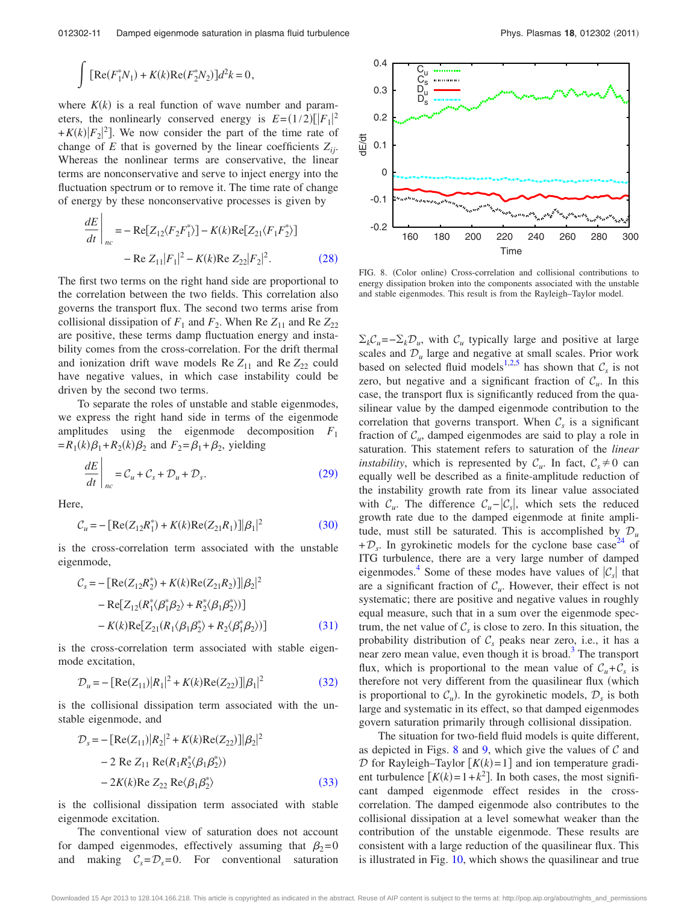$$\int [\mathrm{Re}(F_1^* N_1) + K(k)\mathrm{Re}(F_2^* N_2)] d^2k = 0,$$

where $K(k)$ is a real function of wave number and parameters, the nonlinearly conserved energy is $E=(1/2)[|F_1|^2 + K(k)|F_2|^2]$. We now consider the part of the time rate of change of $E$ that is governed by the linear coefficients $Z_{ij}$. Whereas the nonlinear terms are conservative, the linear terms are nonconservative and serve to inject energy into the fluctuation spectrum or to remove it. The time rate of change of energy by these nonconservative processes is given by

$$\left.\frac{dE}{dt}\right|_{nc} = -\mathrm{Re}[Z_{12}\langle F_2 F_1^*\rangle] - K(k)\mathrm{Re}[Z_{21}\langle F_1 F_2^*\rangle] - \mathrm{Re}\, Z_{11}|F_1|^2 - K(k)\mathrm{Re}\, Z_{22}|F_2|^2. \tag{28}$$

The first two terms on the right hand side are proportional to the correlation between the two fields. This correlation also governs the transport flux. The second two terms arise from collisional dissipation of $F_1$ and $F_2$. When Re $Z_{11}$ and Re $Z_{22}$ are positive, these terms damp fluctuation energy and instability comes from the cross-correlation. For the drift thermal and ionization drift wave models Re $Z_{11}$ and Re $Z_{22}$ could have negative values, in which case instability could be driven by the second two terms.

To separate the roles of unstable and stable eigenmodes, we express the right hand side in terms of the eigenmode amplitudes using the eigenmode decomposition $F_1 = R_1(k)\beta_1 + R_2(k)\beta_2$ and $F_2 = \beta_1 + \beta_2$, yielding

$$\left.\frac{dE}{dt}\right|_{nc} = \mathcal{C}_u + \mathcal{C}_s + \mathcal{D}_u + \mathcal{D}_s. \tag{29}$$

Here,

$$\mathcal{C}_u = -[\mathrm{Re}(Z_{12}R_1^*) + K(k)\mathrm{Re}(Z_{21}R_1)]|\beta_1|^2 \tag{30}$$

is the cross-correlation term associated with the unstable eigenmode,

$$\begin{aligned}\mathcal{C}_s = &-[\mathrm{Re}(Z_{12}R_2^*) + K(k)\mathrm{Re}(Z_{21}R_2)]|\beta_2|^2 \\ &- \mathrm{Re}[Z_{12}(R_1^*\langle\beta_1^*\beta_2\rangle + R_2^*\langle\beta_1\beta_2^*\rangle)] \\ &- K(k)\mathrm{Re}[Z_{21}(R_1\langle\beta_1\beta_2^*\rangle + R_2\langle\beta_1^*\beta_2\rangle)]\end{aligned} \tag{31}$$

is the cross-correlation term associated with stable eigenmode excitation,

$$\mathcal{D}_u = -[\mathrm{Re}(Z_{11})|R_1|^2 + K(k)\mathrm{Re}(Z_{22})]|\beta_1|^2 \tag{32}$$

is the collisional dissipation term associated with the unstable eigenmode, and

$$\begin{aligned}\mathcal{D}_s = &-[\mathrm{Re}(Z_{11})|R_2|^2 + K(k)\mathrm{Re}(Z_{22})]|\beta_2|^2 \\ &- 2\,\mathrm{Re}\, Z_{11}\,\mathrm{Re}(R_1R_2^*\langle\beta_1\beta_2^*\rangle) \\ &- 2K(k)\mathrm{Re}\, Z_{22}\,\mathrm{Re}\langle\beta_1\beta_2^*\rangle\end{aligned} \tag{33}$$

is the collisional dissipation term associated with stable eigenmode excitation.

The conventional view of saturation does not account for damped eigenmodes, effectively assuming that $\beta_2=0$ and making $\mathcal{C}_s=\mathcal{D}_s=0$. For conventional saturation $\Sigma_k\mathcal{C}_u = -\Sigma_k\mathcal{D}_u$, with $\mathcal{C}_u$ typically large and positive at large scales and $\mathcal{D}_u$ large and negative at small scales. Prior work based on selected fluid models[1,2,5] has shown that $\mathcal{C}_s$ is not zero, but negative and a significant fraction of $\mathcal{C}_u$. In this case, the transport flux is significantly reduced from the quasilinear value by the damped eigenmode contribution to the correlation that governs transport. When $\mathcal{C}_s$ is a significant fraction of $\mathcal{C}_u$, damped eigenmodes are said to play a role in saturation. This statement refers to saturation of the *linear instability*, which is represented by $\mathcal{C}_u$. In fact, $\mathcal{C}_s \neq 0$ can equally well be described as a finite-amplitude reduction of the instability growth rate from its linear value associated with $\mathcal{C}_u$. The difference $\mathcal{C}_u - |\mathcal{C}_s|$, which sets the reduced growth rate due to the damped eigenmode at finite amplitude, must still be saturated. This is accomplished by $\mathcal{D}_u + \mathcal{D}_s$. In gyrokinetic models for the cyclone base case[24] of ITG turbulence, there are a very large number of damped eigenmodes.[4] Some of these modes have values of $|\mathcal{C}_s|$ that are a significant fraction of $\mathcal{C}_u$. However, their effect is not systematic; there are positive and negative values in roughly equal measure, such that in a sum over the eigenmode spectrum, the net value of $\mathcal{C}_s$ is close to zero. In this situation, the probability distribution of $\mathcal{C}_s$ peaks near zero, i.e., it has a near zero mean value, even though it is broad.[3] The transport flux, which is proportional to the mean value of $\mathcal{C}_u + \mathcal{C}_s$ is therefore not very different from the quasilinear flux (which is proportional to $\mathcal{C}_u$). In the gyrokinetic models, $\mathcal{D}_s$ is both large and systematic in its effect, so that damped eigenmodes govern saturation primarily through collisional dissipation.

FIG. 8. (Color online) Cross-correlation and collisional contributions to energy dissipation broken into the components associated with the unstable and stable eigenmodes. This result is from the Rayleigh–Taylor model.

The situation for two-field fluid models is quite different, as depicted in Figs. 8 and 9, which give the values of $\mathcal{C}$ and $\mathcal{D}$ for Rayleigh–Taylor $[K(k)=1]$ and ion temperature gradient turbulence $[K(k)=1+k^2]$. In both cases, the most significant damped eigenmode effect resides in the cross-correlation. The damped eigenmode also contributes to the collisional dissipation at a level somewhat weaker than the contribution of the unstable eigenmode. These results are consistent with a large reduction of the quasilinear flux. This is illustrated in Fig. 10, which shows the quasilinear and true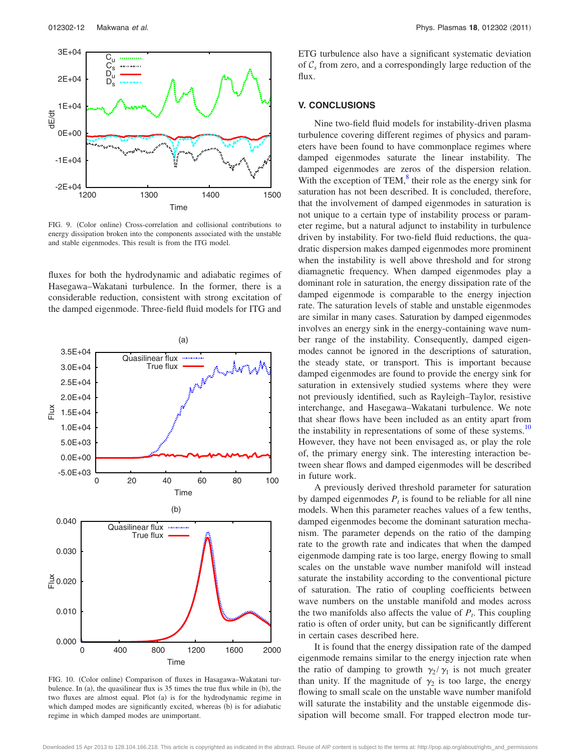FIG. 9. (Color online) Cross-correlation and collisional contributions to energy dissipation broken into the components associated with the unstable and stable eigenmodes. This result is from the ITG model.

fluxes for both the hydrodynamic and adiabatic regimes of Hasegawa–Wakatani turbulence. In the former, there is a considerable reduction, consistent with strong excitation of the damped eigenmode. Three-field fluid models for ITG and ETG turbulence also have a significant systematic deviation of $\mathcal{C}_s$ from zero, and a correspondingly large reduction of the flux.

FIG. 10. (Color online) Comparison of fluxes in Hasagawa–Wakatani turbulence. In (a), the quasilinear flux is 35 times the true flux while in (b), the two fluxes are almost equal. Plot (a) is for the hydrodynamic regime in which damped modes are significantly excited, whereas (b) is for adiabatic regime in which damped modes are unimportant.

## V. CONCLUSIONS

Nine two-field fluid models for instability-driven plasma turbulence covering different regimes of physics and parameters have been found to have commonplace regimes where damped eigenmodes saturate the linear instability. The damped eigenmodes are zeros of the dispersion relation. With the exception of TEM,[8] their role as the energy sink for saturation has not been described. It is concluded, therefore, that the involvement of damped eigenmodes in saturation is not unique to a certain type of instability process or parameter regime, but a natural adjunct to instability in turbulence driven by instability. For two-field fluid reductions, the quadratic dispersion makes damped eigenmodes more prominent when the instability is well above threshold and for strong diamagnetic frequency. When damped eigenmodes play a dominant role in saturation, the energy dissipation rate of the damped eigenmode is comparable to the energy injection rate. The saturation levels of stable and unstable eigenmodes are similar in many cases. Saturation by damped eigenmodes involves an energy sink in the energy-containing wave number range of the instability. Consequently, damped eigenmodes cannot be ignored in the descriptions of saturation, the steady state, or transport. This is important because damped eigenmodes are found to provide the energy sink for saturation in extensively studied systems where they were not previously identified, such as Rayleigh–Taylor, resistive interchange, and Hasegawa–Wakatani turbulence. We note that shear flows have been included as an entity apart from the instability in representations of some of these systems.[10] However, they have not been envisaged as, or play the role of, the primary energy sink. The interesting interaction between shear flows and damped eigenmodes will be described in future work.

A previously derived threshold parameter for saturation by damped eigenmodes $P_t$ is found to be reliable for all nine models. When this parameter reaches values of a few tenths, damped eigenmodes become the dominant saturation mechanism. The parameter depends on the ratio of the damping rate to the growth rate and indicates that when the damped eigenmode damping rate is too large, energy flowing to small scales on the unstable wave number manifold will instead saturate the instability according to the conventional picture of saturation. The ratio of coupling coefficients between wave numbers on the unstable manifold and modes across the two manifolds also affects the value of $P_t$. This coupling ratio is often of order unity, but can be significantly different in certain cases described here.

It is found that the energy dissipation rate of the damped eigenmode remains similar to the energy injection rate when the ratio of damping to growth $\gamma_2/\gamma_1$ is not much greater than unity. If the magnitude of $\gamma_2$ is too large, the energy flowing to small scale on the unstable wave number manifold will saturate the instability and the unstable eigenmode dissipation will become small. For trapped electron mode tur-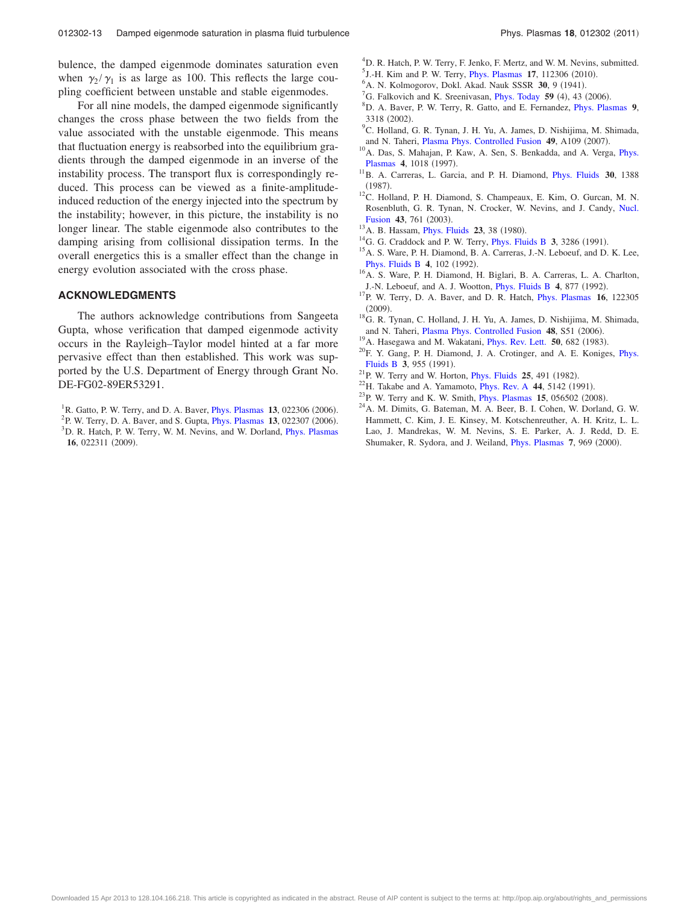bulence, the damped eigenmode dominates saturation even when $\gamma_2/\gamma_1$ is as large as 100. This reflects the large coupling coefficient between unstable and stable eigenmodes.

For all nine models, the damped eigenmode significantly changes the cross phase between the two fields from the value associated with the unstable eigenmode. This means that fluctuation energy is reabsorbed into the equilibrium gradients through the damped eigenmode in an inverse of the instability process. The transport flux is correspondingly reduced. This process can be viewed as a finite-amplitude-induced reduction of the energy injected into the spectrum by the instability; however, in this picture, the instability is no longer linear. The stable eigenmode also contributes to the damping arising from collisional dissipation terms. In the overall energetics this is a smaller effect than the change in energy evolution associated with the cross phase.

## ACKNOWLEDGMENTS

The authors acknowledge contributions from Sangeeta Gupta, whose verification that damped eigenmode activity occurs in the Rayleigh–Taylor model hinted at a far more pervasive effect than then established. This work was supported by the U.S. Department of Energy through Grant No. DE-FG02-89ER53291.

[1] R. Gatto, P. W. Terry, and D. A. Baver, Phys. Plasmas **13**, 022306 (2006).
[2] P. W. Terry, D. A. Baver, and S. Gupta, Phys. Plasmas **13**, 022307 (2006).
[3] D. R. Hatch, P. W. Terry, W. M. Nevins, and W. Dorland, Phys. Plasmas **16**, 022311 (2009).
[4] D. R. Hatch, P. W. Terry, F. Jenko, F. Mertz, and W. M. Nevins, submitted.
[5] J.-H. Kim and P. W. Terry, Phys. Plasmas **17**, 112306 (2010).
[6] A. N. Kolmogorov, Dokl. Akad. Nauk SSSR **30**, 9 (1941).
[7] G. Falkovich and K. Sreenivasan, Phys. Today **59** (4), 43 (2006).
[8] D. A. Baver, P. W. Terry, R. Gatto, and E. Fernandez, Phys. Plasmas **9**, 3318 (2002).
[9] C. Holland, G. R. Tynan, J. H. Yu, A. James, D. Nishijima, M. Shimada, and N. Taheri, Plasma Phys. Controlled Fusion **49**, A109 (2007).
[10] A. Das, S. Mahajan, P. Kaw, A. Sen, S. Benkadda, and A. Verga, Phys. Plasmas **4**, 1018 (1997).
[11] B. A. Carreras, L. Garcia, and P. H. Diamond, Phys. Fluids **30**, 1388 (1987).
[12] C. Holland, P. H. Diamond, S. Champeaux, E. Kim, O. Gurcan, M. N. Rosenbluth, G. R. Tynan, N. Crocker, W. Nevins, and J. Candy, Nucl. Fusion **43**, 761 (2003).
[13] A. B. Hassam, Phys. Fluids **23**, 38 (1980).
[14] G. G. Craddock and P. W. Terry, Phys. Fluids B **3**, 3286 (1991).
[15] A. S. Ware, P. H. Diamond, B. A. Carreras, J.-N. Leboeuf, and D. K. Lee, Phys. Fluids B **4**, 102 (1992).
[16] A. S. Ware, P. H. Diamond, H. Biglari, B. A. Carreras, L. A. Charlton, J.-N. Leboeuf, and A. J. Wootton, Phys. Fluids B **4**, 877 (1992).
[17] P. W. Terry, D. A. Baver, and D. R. Hatch, Phys. Plasmas **16**, 122305 (2009).
[18] G. R. Tynan, C. Holland, J. H. Yu, A. James, D. Nishijima, M. Shimada, and N. Taheri, Plasma Phys. Controlled Fusion **48**, S51 (2006).
[19] A. Hasegawa and M. Wakatani, Phys. Rev. Lett. **50**, 682 (1983).
[20] F. Y. Gang, P. H. Diamond, J. A. Crotinger, and A. E. Koniges, Phys. Fluids B **3**, 955 (1991).
[21] P. W. Terry and W. Horton, Phys. Fluids **25**, 491 (1982).
[22] H. Takabe and A. Yamamoto, Phys. Rev. A **44**, 5142 (1991).
[23] P. W. Terry and K. W. Smith, Phys. Plasmas **15**, 056502 (2008).
[24] A. M. Dimits, G. Bateman, M. A. Beer, B. I. Cohen, W. Dorland, G. W. Hammett, C. Kim, J. E. Kinsey, M. Kotschenreuther, A. H. Kritz, L. L. Lao, J. Mandrekas, W. M. Nevins, S. E. Parker, A. J. Redd, D. E. Shumaker, R. Sydora, and J. Weiland, Phys. Plasmas **7**, 969 (2000).